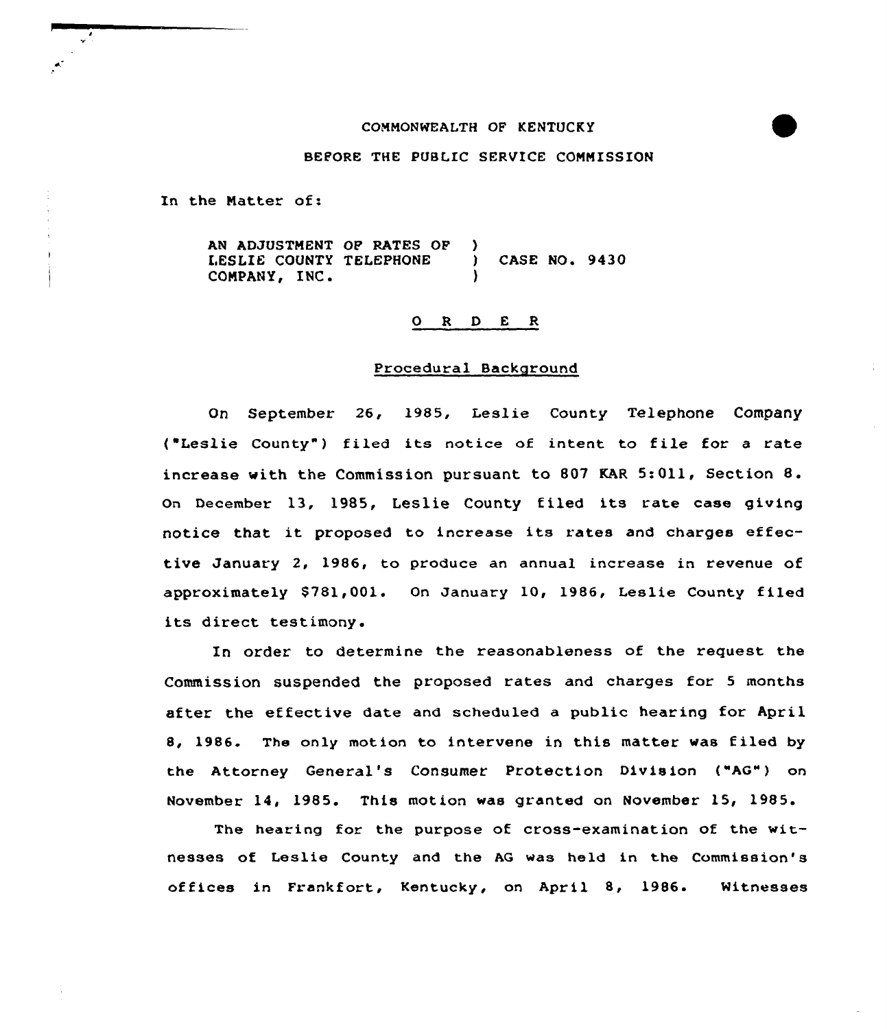COMMONWEALTH OF KENTUCKY

BEFORE THE PUBLIC SERVICE COMMISSION

In the Matter of:

AN ADJUSTMENT OF RATES OF LESLIE COUNTY TELEPHONE COMPANY, INC. ) CASE NO. 9430

## O R D E R

### Procedural Background

On September 26, 1985, Leslie County Telephone Company ("Leslie County") filed its notice of intent to file for a rate increase with the Commission pursuant to 807 KAR 5:011, Section 8. On December 13, 1985, Leslie County filed its rate case giving notice that it proposed to increase its rates and charges effective January 2, 1986, to produce an annual increase in revenue of approximately $781,001. On January 10, 1986, Leslie County filed its direct testimony.

In order to determine the reasonableness of the request the Commission suspended the proposed rates and charges for 5 months after the effective date and scheduled a public hearing for April 8, 1986. The only motion to intervene in this matter was filed by the Attorney General's Consumer Protection Division ("AG") on November 14, 1985. This motion was granted on November 15, 1985.

The hearing for the purpose of cross-examination of the witnesses of Leslie County and the AG was held in the Commission's offices in Frankfort, Kentucky, on April 8, 1986. Witnesses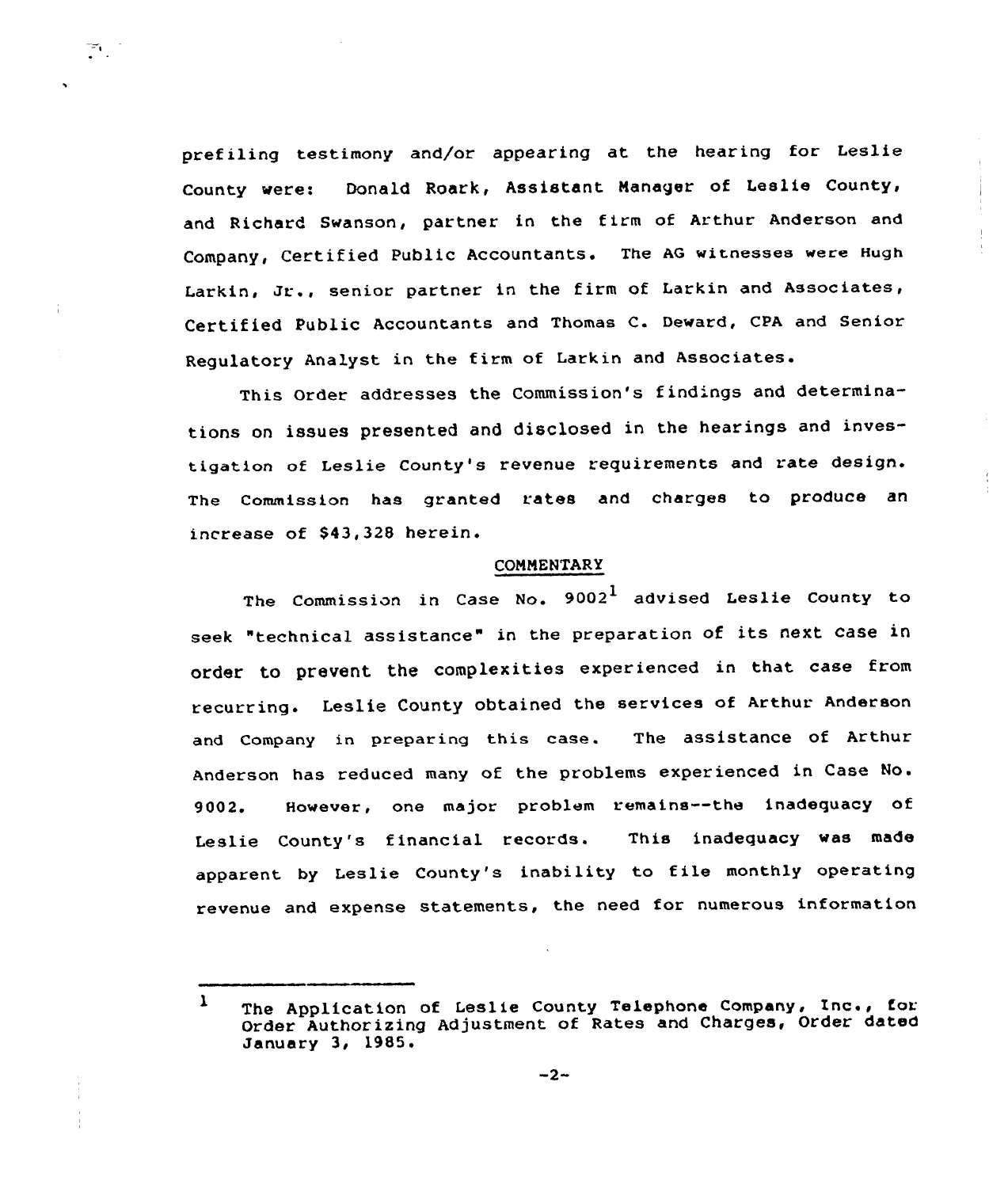prefiling testimony and/or appearing at the hearing for Leslie County were: Donald Roark, Assistant Manager of Leslie County, and Richard Swanson, partner in the firm of Arthur Anderson and Company, Certified Public Accountants. The AG witnesses were Hugh Larkin, Jr., senior partner in the firm of Larkin and Associates, Certified Public Accountants and Thomas C. Deward, CPA and Senior Regulatory Analyst in the firm of Larkin and Associates.

This Order addresses the Commission's findings and determinations on issues presented and disclosed in the hearings and investigation of Leslie County's revenue requirements and rate design. The Commission has granted rates and charges to produce an increase of $43,328 herein.

## COMMENTARY

The Commission in Case No. 9002[1] advised Leslie County to seek "technical assistance" in the preparation of its next case in order to prevent the complexities experienced in that case from recurring. Leslie County obtained the services of Arthur Anderson and Company in preparing this case. The assistance of Arthur Anderson has reduced many of the problems experienced in Case No. 9002. However, one major problem remains--the inadequacy of Leslie County's financial records. This inadequacy was made apparent by Leslie County's inability to file monthly operating revenue and expense statements, the need for numerous information

---

[1] The Application of Leslie County Telephone Company, Inc., for Order Authorizing Adjustment of Rates and Charges, Order dated January 3, 1985.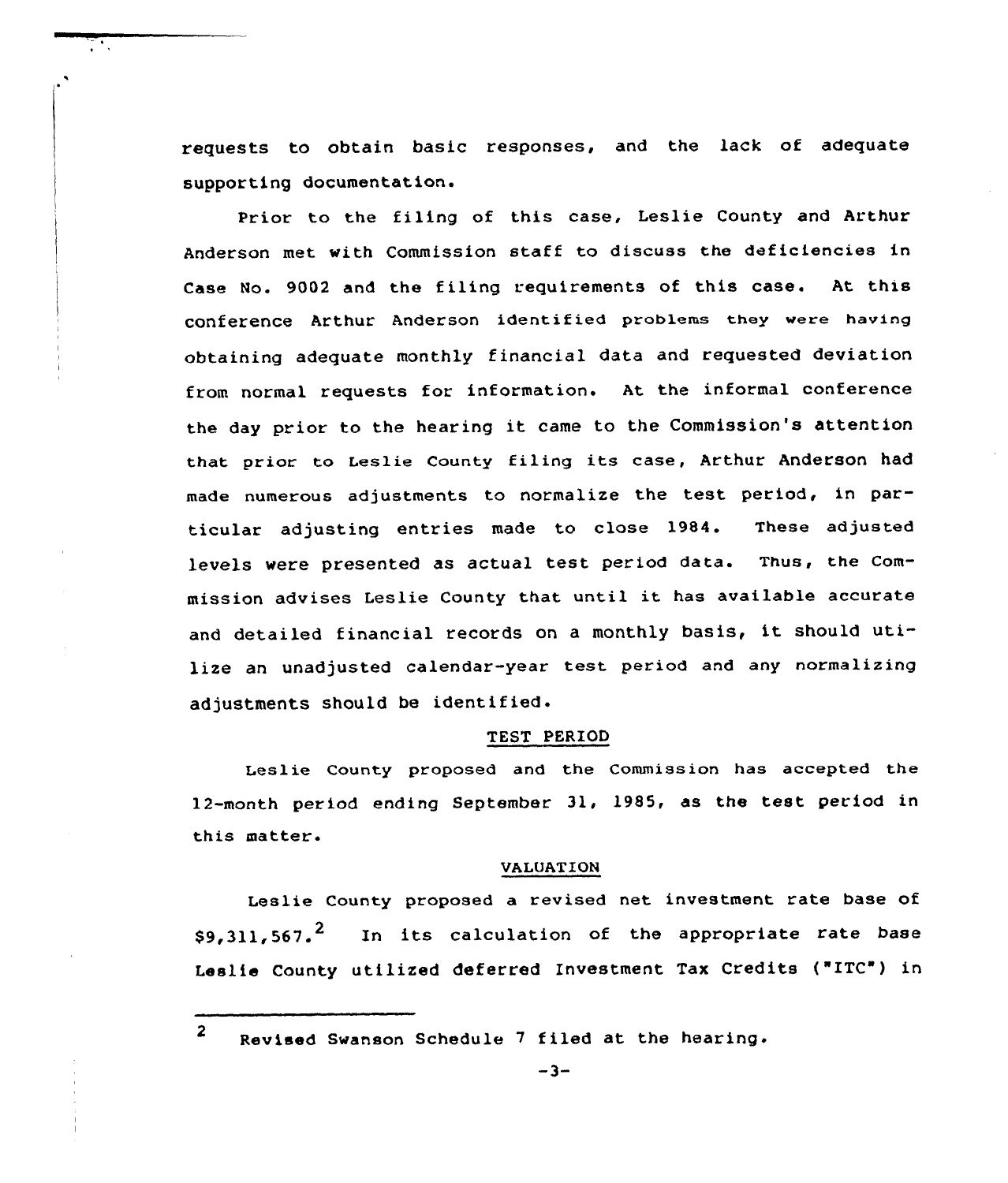requests to obtain basic responses, and the lack of adequate supporting documentation.

Prior to the filing of this case, Leslie County and Arthur Anderson met with Commission staff to discuss the deficiencies in Case No. 9002 and the filing requirements of this case. At this conference Arthur Anderson identified problems they were having obtaining adequate monthly financial data and requested deviation from normal requests for information. At the informal conference the day prior to the hearing it came to the Commission's attention that prior to Leslie County filing its case, Arthur Anderson had made numerous adjustments to normalize the test period, in particular adjusting entries made to close 1984. These adjusted levels were presented as actual test period data. Thus, the Commission advises Leslie County that until it has available accurate and detailed financial records on a monthly basis, it should utilize an unadjusted calendar-year test period and any normalizing adjustments should be identified.

## TEST PERIOD

Leslie County proposed and the Commission has accepted the 12-month period ending September 31, 1985, as the test period in this matter.

## VALUATION

Leslie County proposed a revised net investment rate base of $9,311,567.[2] In its calculation of the appropriate rate base Leslie County utilized deferred Investment Tax Credits ("ITC") in

---

[2] Revised Swanson Schedule 7 filed at the hearing.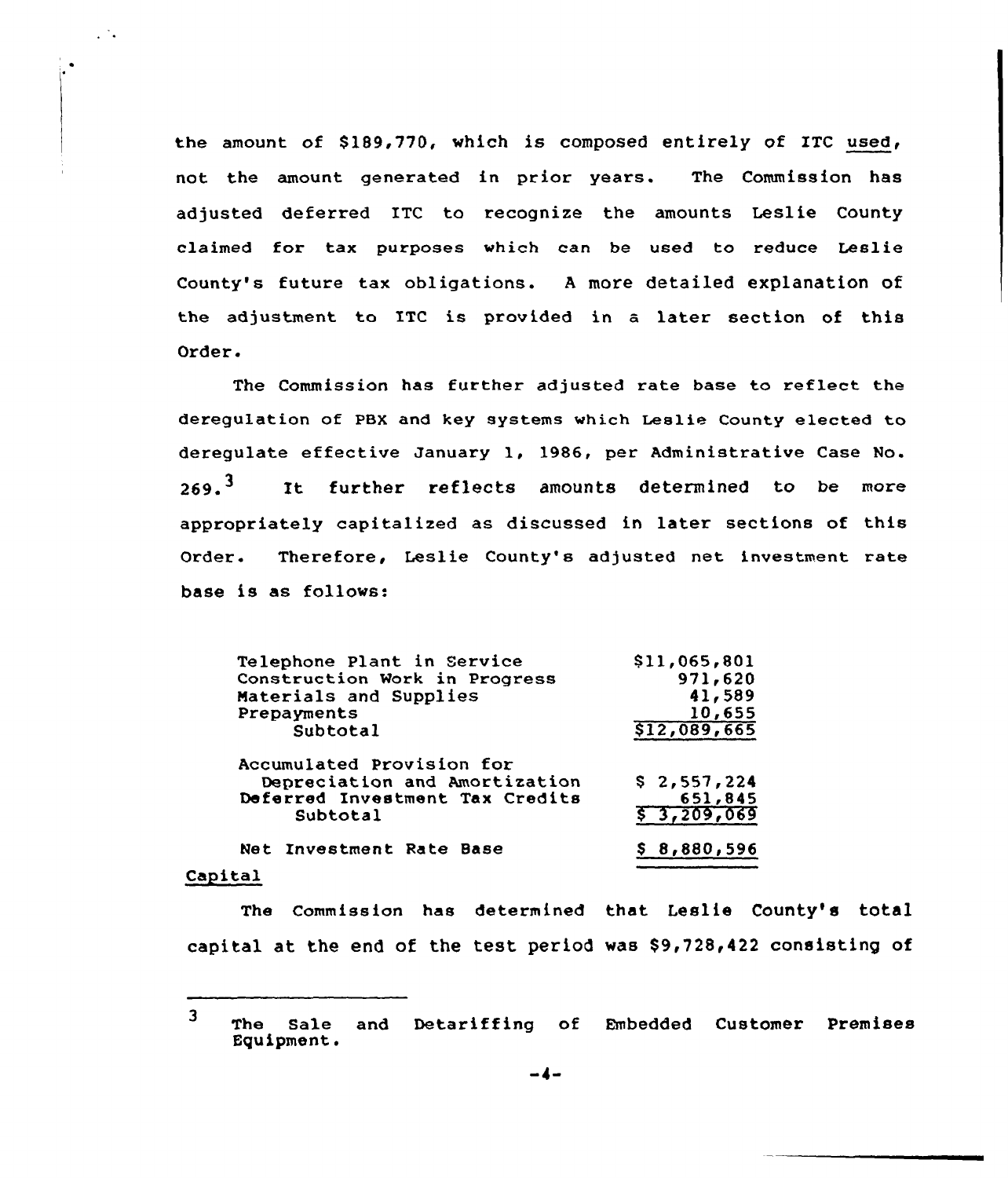the amount of $189,770, which is composed entirely of ITC used, not the amount generated in prior years. The Commission has adjusted deferred ITC to recognize the amounts Leslie County claimed for tax purposes which can be used to reduce Leslie County's future tax obligations. A more detailed explanation of the adjustment to ITC is provided in a later section of this Order.

The Commission has further adjusted rate base to reflect the deregulation of PBX and key systems which Leslie County elected to deregulate effective January 1, 1986, per Administrative Case No. 269.[3] It further reflects amounts determined to be more appropriately capitalized as discussed in later sections of this Order. Therefore, Leslie County's adjusted net investment rate base is as follows:

| | |
|---|---|
| Telephone Plant in Service | $11,065,801 |
| Construction Work in Progress | 971,620 |
| Materials and Supplies | 41,589 |
| Prepayments | 10,655 |
| Subtotal | $12,089,665 |
| Accumulated Provision for Depreciation and Amortization | $ 2,557,224 |
| Deferred Investment Tax Credits | 651,845 |
| Subtotal | $ 3,209,069 |
| Net Investment Rate Base | $ 8,880,596 |

## Capital

The Commission has determined that Leslie County's total capital at the end of the test period was $9,728,422 consisting of

---

[3] The Sale and Detariffing of Embedded Customer Premises Equipment.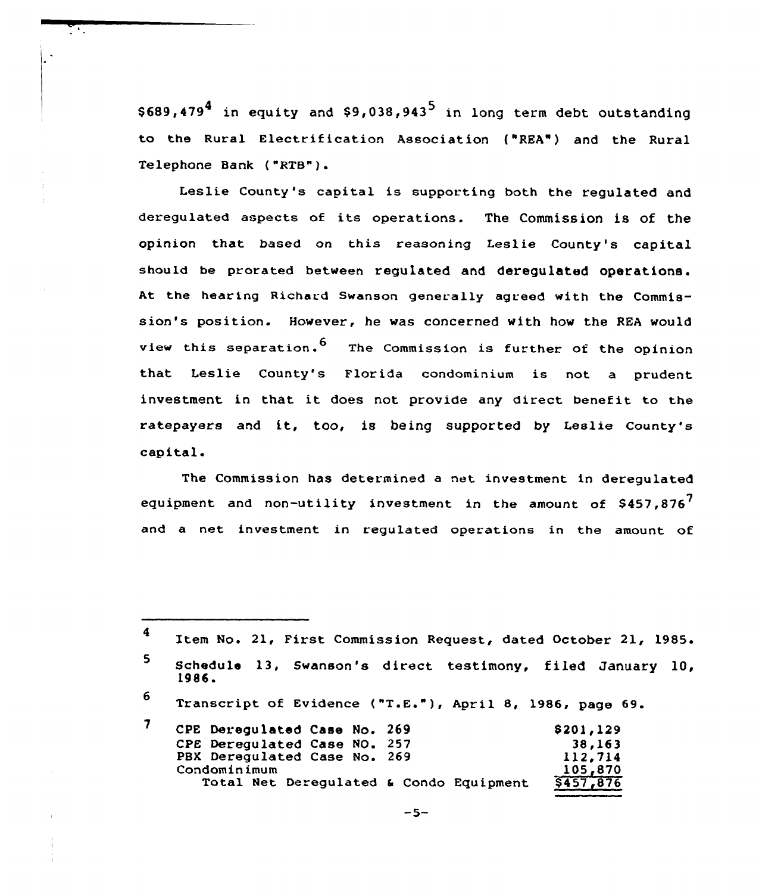$689,479[4] in equity and $9,038,943[5] in long term debt outstanding to the Rural Electrification Association ("REA") and the Rural Telephone Bank ("RTB").

Leslie County's capital is supporting both the regulated and deregulated aspects of its operations. The Commission is of the opinion that based on this reasoning Leslie County's capital should be prorated between regulated and deregulated operations. At the hearing Richard Swanson generally agreed with the Commission's position. However, he was concerned with how the REA would view this separation.[6] The Commission is further of the opinion that Leslie County's Florida condominium is not a prudent investment in that it does not provide any direct benefit to the ratepayers and it, too, is being supported by Leslie County's capital.

The Commission has determined a net investment in deregulated equipment and non-utility investment in the amount of $457,876[7] and a net investment in regulated operations in the amount of

---

4 Item No. 21, First Commission Request, dated October 21, 1985.

5 Schedule 13, Swanson's direct testimony, filed January 10, 1986.

6 Transcript of Evidence ("T.E."), April 8, 1986, page 69.

7

| | |
|---|---|
| CPE Deregulated Case No. 269 | $201,129 |
| CPE Deregulated Case NO. 257 | 38,163 |
| PBX Deregulated Case No. 269 | 112,714 |
| Condominimum | 105,870 |
| Total Net Deregulated & Condo Equipment | $457,876 |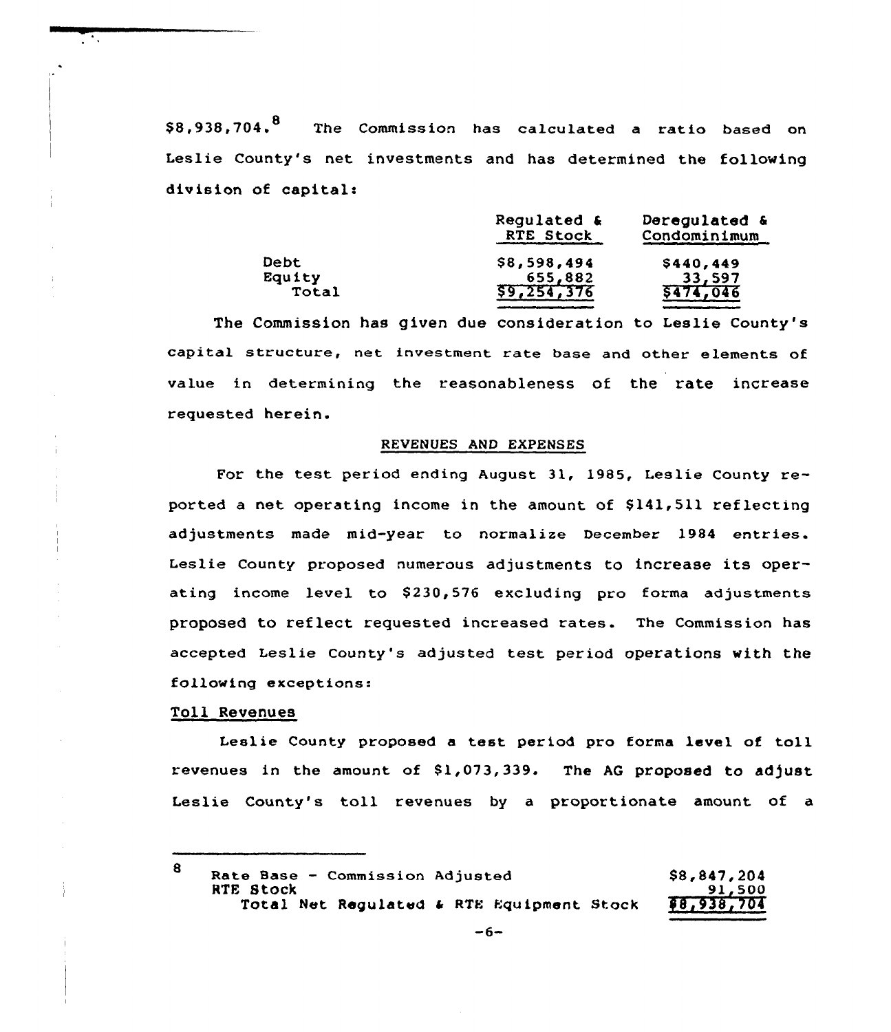$8,938,704.[8] The Commission has calculated a ratio based on Leslie County's net investments and has determined the following division of capital:

| | Regulated & RTE Stock | Deregulated & Condominimum |
|---|---|---|
| Debt | $8,598,494 | $440,449 |
| Equity | 655,882 | 33,597 |
| Total | $9,254,376 | $474,046 |

The Commission has given due consideration to Leslie County's capital structure, net investment rate base and other elements of value in determining the reasonableness of the rate increase requested herein.

## REVENUES AND EXPENSES

For the test period ending August 31, 1985, Leslie County reported a net operating income in the amount of $141,511 reflecting adjustments made mid-year to normalize December 1984 entries. Leslie County proposed numerous adjustments to increase its operating income level to $230,576 excluding pro forma adjustments proposed to reflect requested increased rates. The Commission has accepted Leslie County's adjusted test period operations with the following exceptions:

### Toll Revenues

Leslie County proposed a test period pro forma level of toll revenues in the amount of $1,073,339. The AG proposed to adjust Leslie County's toll revenues by a proportionate amount of a

---

[8]

| | |
|---|---|
| Rate Base - Commission Adjusted | $8,847,204 |
| RTE Stock | 91,500 |
| Total Net Regulated & RTE Equipment Stock | $8,938,704 |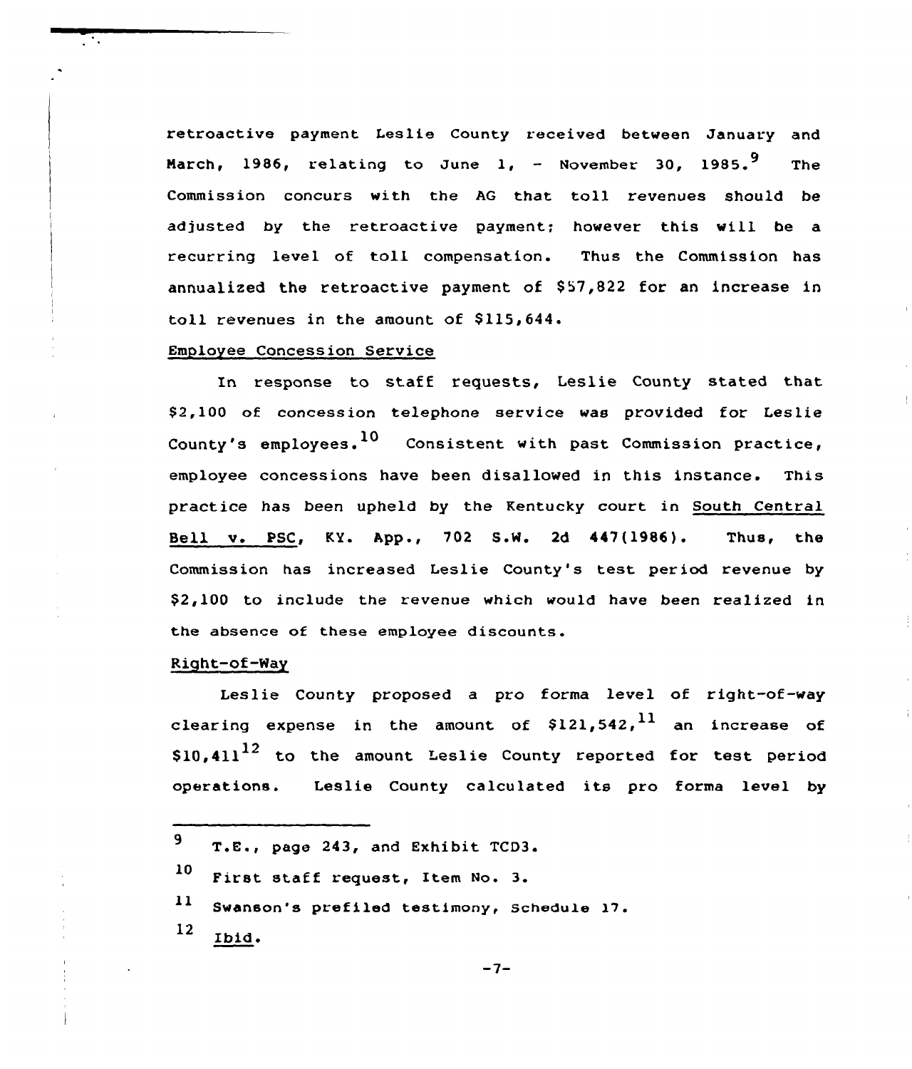retroactive payment Leslie County received between January and March, 1986, relating to June 1, - November 30, 1985.[9] The Commission concurs with the AG that toll revenues should be adjusted by the retroactive payment; however this will be a recurring level of toll compensation. Thus the Commission has annualized the retroactive payment of $57,822 for an increase in toll revenues in the amount of $115,644.

Employee Concession Service

In response to staff requests, Leslie County stated that $2,100 of concession telephone service was provided for Leslie County's employees.[10] Consistent with past Commission practice, employee concessions have been disallowed in this instance. This practice has been upheld by the Kentucky court in South Central Bell v. PSC, KY. App., 702 S.W. 2d 447(1986). Thus, the Commission has increased Leslie County's test period revenue by $2,100 to include the revenue which would have been realized in the absence of these employee discounts.

Right-of-Way

Leslie County proposed a pro forma level of right-of-way clearing expense in the amount of $121,542,[11] an increase of $10,411[12] to the amount Leslie County reported for test period operations. Leslie County calculated its pro forma level by

---

[9] T.E., page 243, and Exhibit TCD3.

[10] First staff request, Item No. 3.

[11] Swanson's prefiled testimony, Schedule 17.

[12] Ibid.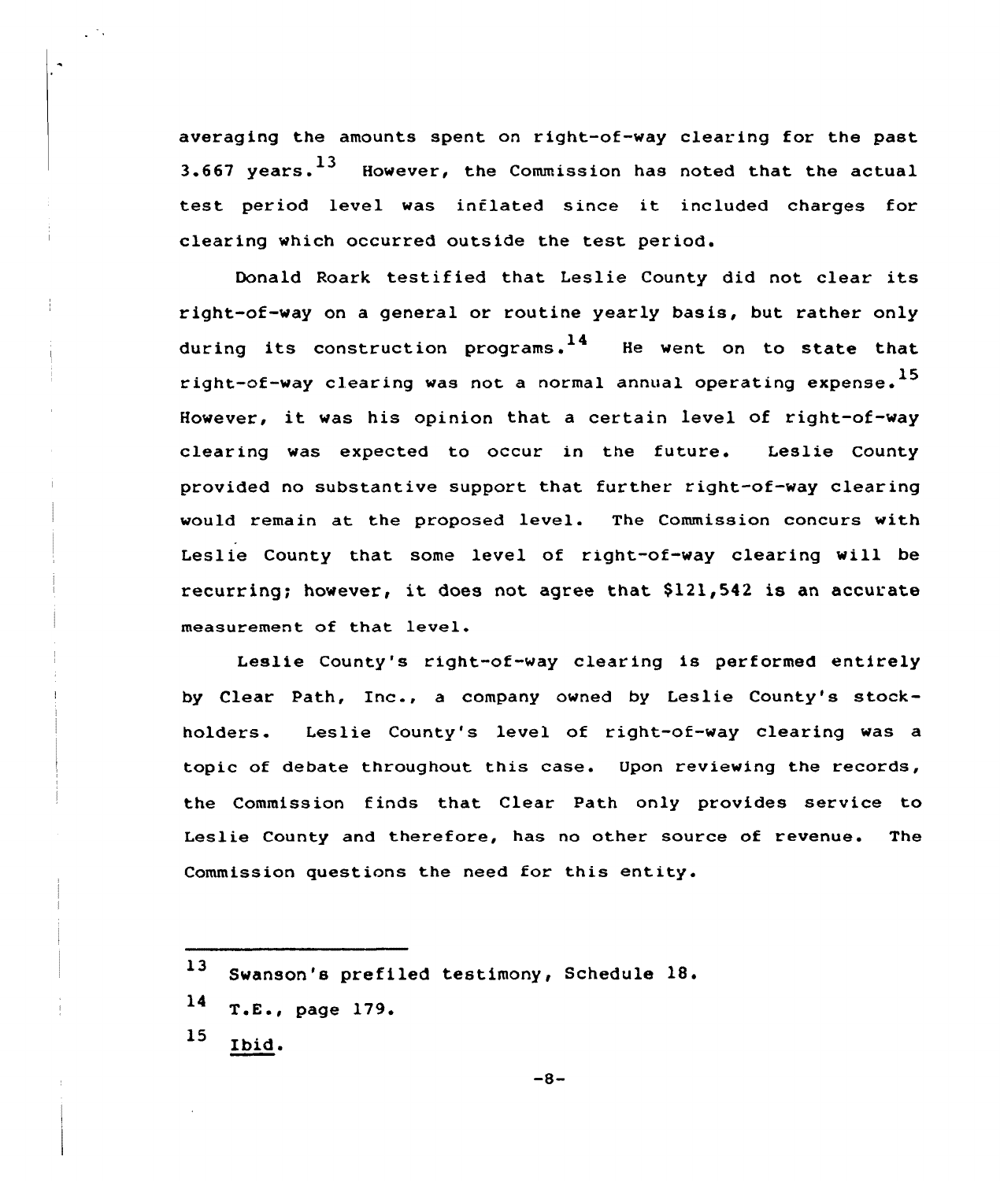averaging the amounts spent on right-of-way clearing for the past 3.667 years.[13] However, the Commission has noted that the actual test period level was inflated since it included charges for clearing which occurred outside the test period.

Donald Roark testified that Leslie County did not clear its right-of-way on a general or routine yearly basis, but rather only during its construction programs.[14] He went on to state that right-of-way clearing was not a normal annual operating expense.[15] However, it was his opinion that a certain level of right-of-way clearing was expected to occur in the future. Leslie County provided no substantive support that further right-of-way clearing would remain at the proposed level. The Commission concurs with Leslie County that some level of right-of-way clearing will be recurring; however, it does not agree that $121,542 is an accurate measurement of that level.

Leslie County's right-of-way clearing is performed entirely by Clear Path, Inc., a company owned by Leslie County's stockholders. Leslie County's level of right-of-way clearing was a topic of debate throughout this case. Upon reviewing the records, the Commission finds that Clear Path only provides service to Leslie County and therefore, has no other source of revenue. The Commission questions the need for this entity.

---

[13] Swanson's prefiled testimony, Schedule 18.

[14] T.E., page 179.

[15] Ibid.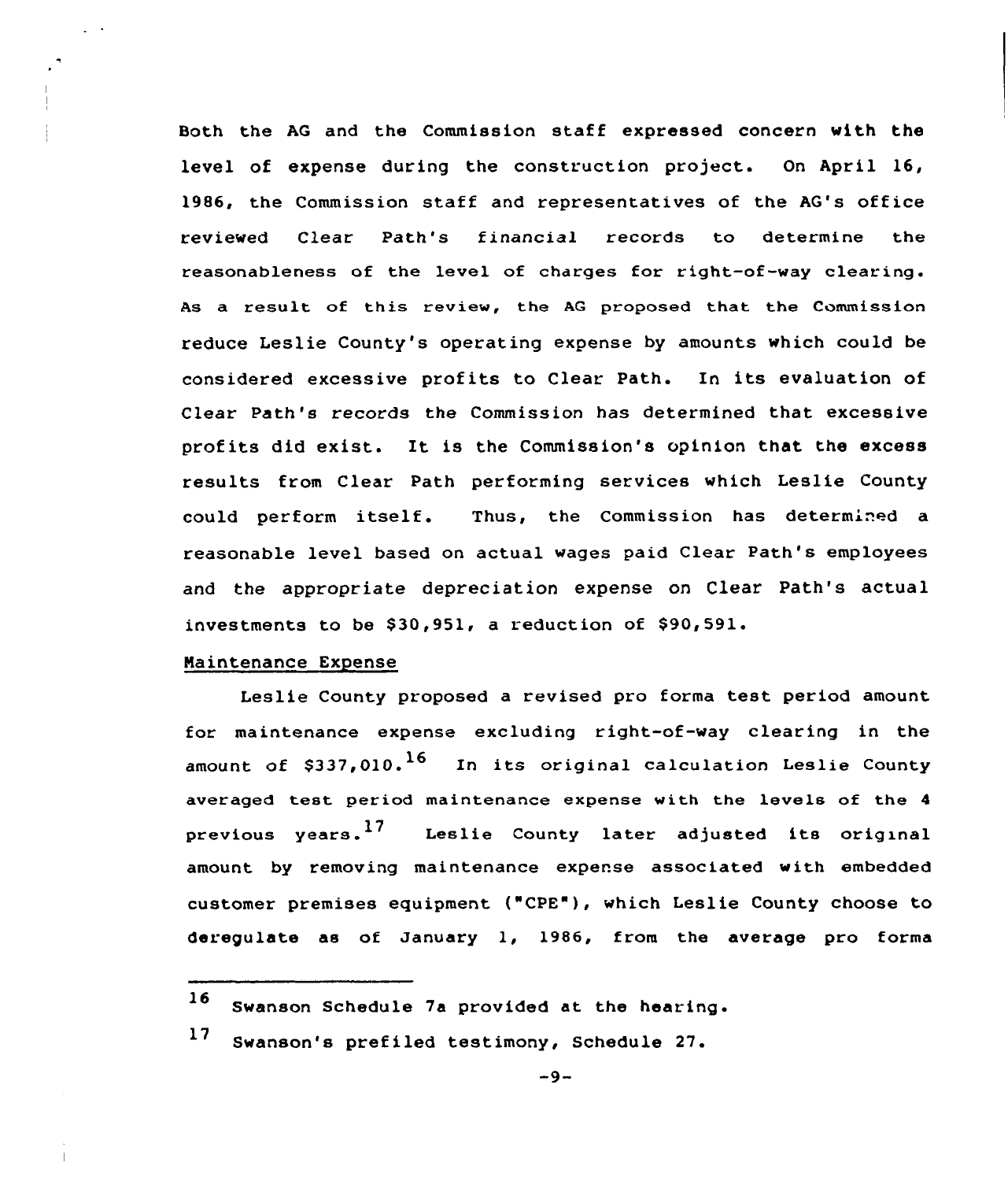Both the AG and the Commission staff expressed concern with the level of expense during the construction project. On April 16, 1986, the Commission staff and representatives of the AG's office reviewed Clear Path's financial records to determine the reasonableness of the level of charges for right-of-way clearing. As a result of this review, the AG proposed that the Commission reduce Leslie County's operating expense by amounts which could be considered excessive profits to Clear Path. In its evaluation of Clear Path's records the Commission has determined that excessive profits did exist. It is the Commission's opinion that the excess results from Clear Path performing services which Leslie County could perform itself. Thus, the Commission has determined a reasonable level based on actual wages paid Clear Path's employees and the appropriate depreciation expense on Clear Path's actual investments to be $30,951, a reduction of $90,591.

Maintenance Expense

Leslie County proposed a revised pro forma test period amount for maintenance expense excluding right-of-way clearing in the amount of $337,010.[16] In its original calculation Leslie County averaged test period maintenance expense with the levels of the 4 previous years.[17] Leslie County later adjusted its original amount by removing maintenance expense associated with embedded customer premises equipment ("CPE"), which Leslie County choose to deregulate as of January 1, 1986, from the average pro forma

---

[16] Swanson Schedule 7a provided at the hearing.

[17] Swanson's prefiled testimony, Schedule 27.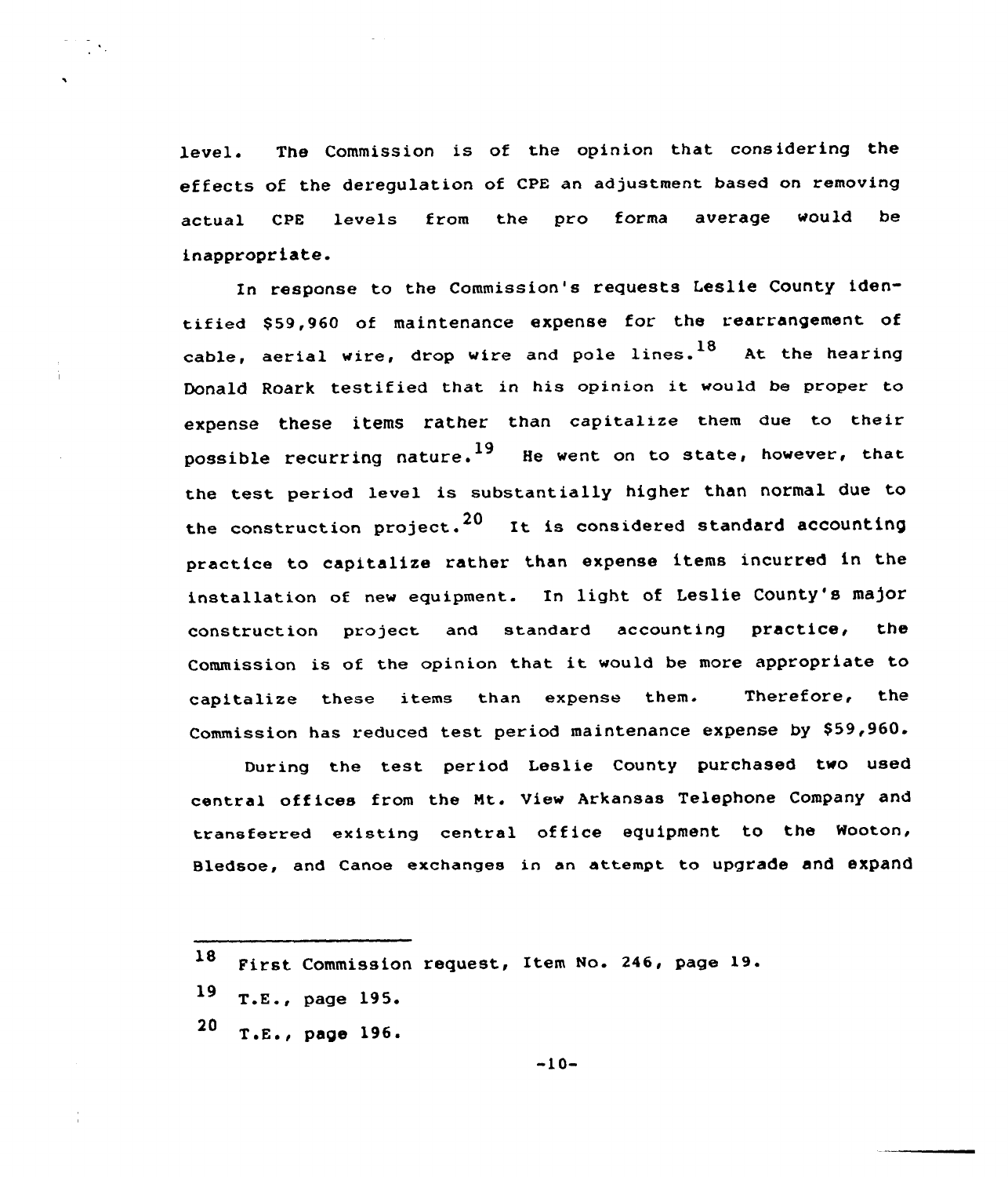level. The Commission is of the opinion that considering the effects of the deregulation of CPE an adjustment based on removing actual CPE levels from the pro forma average would be inappropriate.

In response to the Commission's requests Leslie County identified $59,960 of maintenance expense for the rearrangement of cable, aerial wire, drop wire and pole lines.[18] At the hearing Donald Roark testified that in his opinion it would be proper to expense these items rather than capitalize them due to their possible recurring nature.[19] He went on to state, however, that the test period level is substantially higher than normal due to the construction project.[20] It is considered standard accounting practice to capitalize rather than expense items incurred in the installation of new equipment. In light of Leslie County's major construction project and standard accounting practice, the Commission is of the opinion that it would be more appropriate to capitalize these items than expense them. Therefore, the Commission has reduced test period maintenance expense by $59,960.

During the test period Leslie County purchased two used central offices from the Mt. View Arkansas Telephone Company and transferred existing central office equipment to the Wooton, Bledsoe, and Canoe exchanges in an attempt to upgrade and expand

---

[18] First Commission request, Item No. 246, page 19.

[19] T.E., page 195.

[20] T.E., page 196.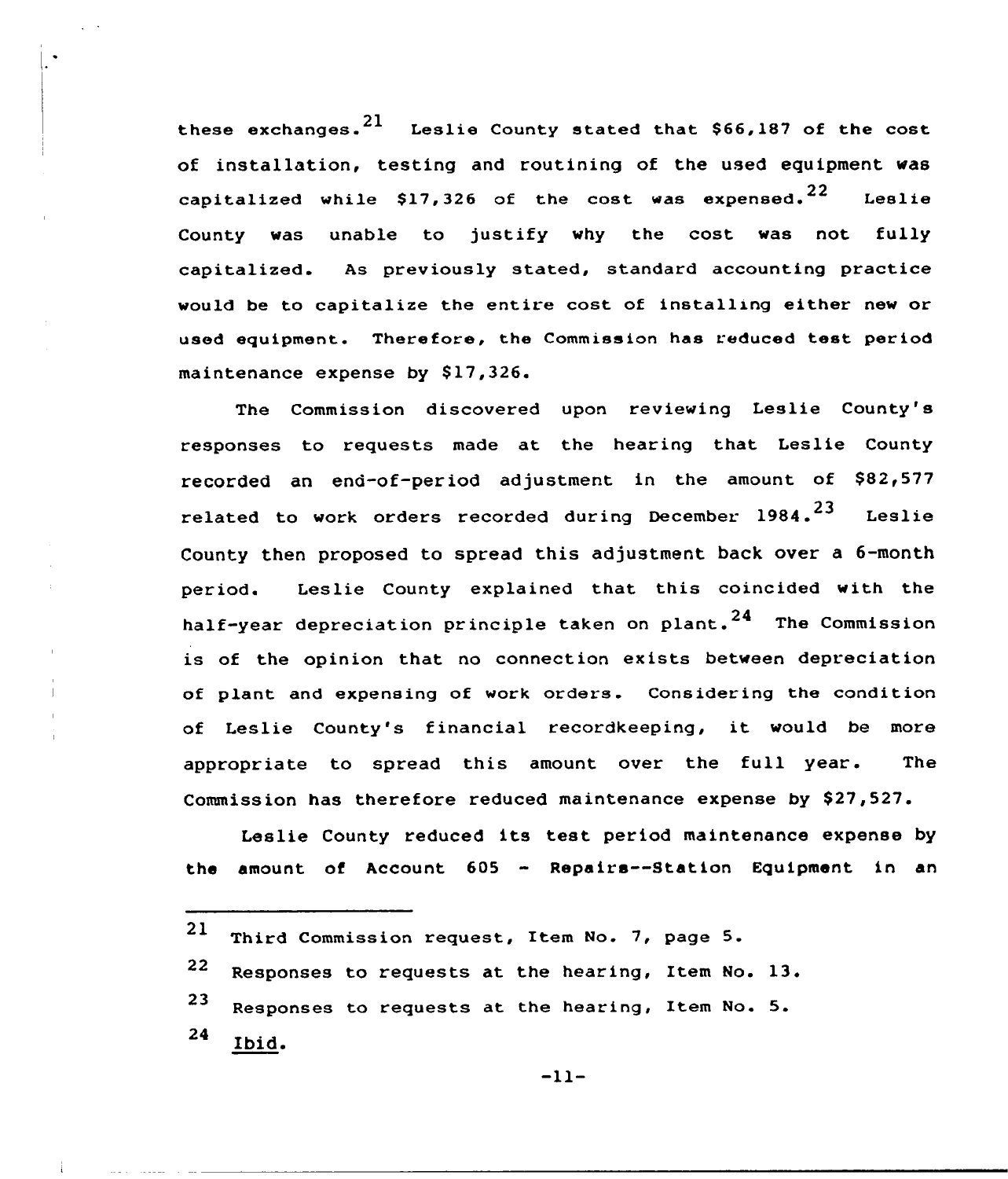these exchanges.[21] Leslie County stated that $66,187 of the cost of installation, testing and routining of the used equipment was capitalized while $17,326 of the cost was expensed.[22] Leslie County was unable to justify why the cost was not fully capitalized. As previously stated, standard accounting practice would be to capitalize the entire cost of installing either new or used equipment. Therefore, the Commission has reduced test period maintenance expense by $17,326.

The Commission discovered upon reviewing Leslie County's responses to requests made at the hearing that Leslie County recorded an end-of-period adjustment in the amount of $82,577 related to work orders recorded during December 1984.[23] Leslie County then proposed to spread this adjustment back over a 6-month period. Leslie County explained that this coincided with the half-year depreciation principle taken on plant.[24] The Commission is of the opinion that no connection exists between depreciation of plant and expensing of work orders. Considering the condition of Leslie County's financial recordkeeping, it would be more appropriate to spread this amount over the full year. The Commission has therefore reduced maintenance expense by $27,527.

Leslie County reduced its test period maintenance expense by the amount of Account 605 - Repairs--Station Equipment in an

---

[21] Third Commission request, Item No. 7, page 5.

[22] Responses to requests at the hearing, Item No. 13.

[23] Responses to requests at the hearing, Item No. 5.

[24] Ibid.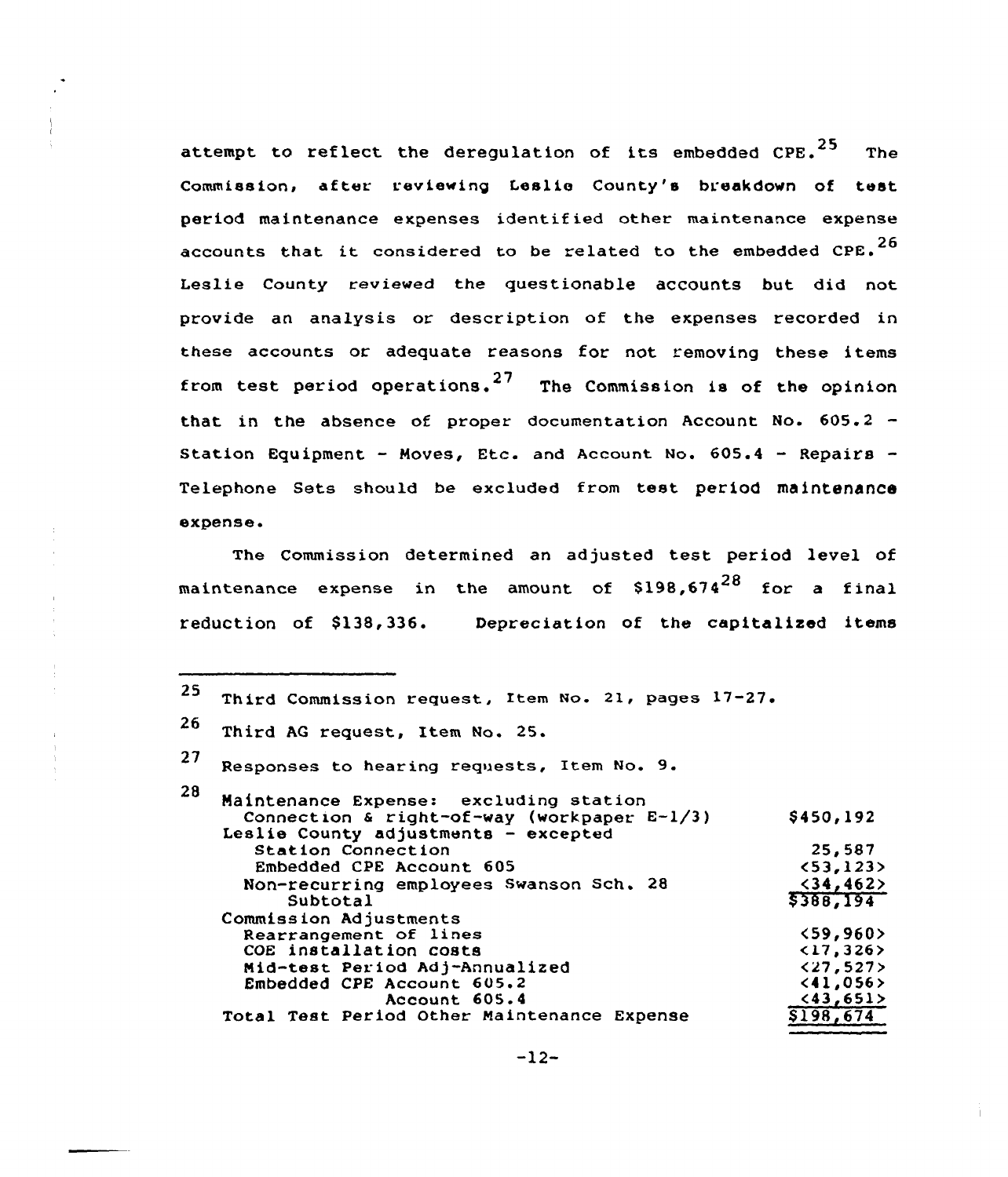attempt to reflect the deregulation of its embedded CPE.[25] The Commission, after reviewing Leslie County's breakdown of test period maintenance expenses identified other maintenance expense accounts that it considered to be related to the embedded CPE.[26] Leslie County reviewed the questionable accounts but did not provide an analysis or description of the expenses recorded in these accounts or adequate reasons for not removing these items from test period operations.[27] The Commission is of the opinion that in the absence of proper documentation Account No. 605.2 - Station Equipment - Moves, Etc. and Account No. 605.4 - Repairs - Telephone Sets should be excluded from test period maintenance expense.

The Commission determined an adjusted test period level of maintenance expense in the amount of $198,674[28] for a final reduction of $138,336. Depreciation of the capitalized items

---

[25] Third Commission request, Item No. 21, pages 17-27.

[26] Third AG request, Item No. 25.

[27] Responses to hearing requests, Item No. 9.

[28]

| | |
|---|---|
| Maintenance Expense: excluding station Connection & right-of-way (workpaper E-1/3) | $450,192 |
| Leslie County adjustments - excepted | |
| Station Connection | 25,587 |
| Embedded CPE Account 605 | <53,123> |
| Non-recurring employees Swanson Sch. 28 | <34,462> |
| Subtotal | $388,194 |
| Commission Adjustments | |
| Rearrangement of lines | <59,960> |
| COE installation costs | <17,326> |
| Mid-test Period Adj-Annualized | <27,527> |
| Embedded CPE Account 605.2 | <41,056> |
| Account 605.4 | <43,651> |
| Total Test Period Other Maintenance Expense | $198,674 |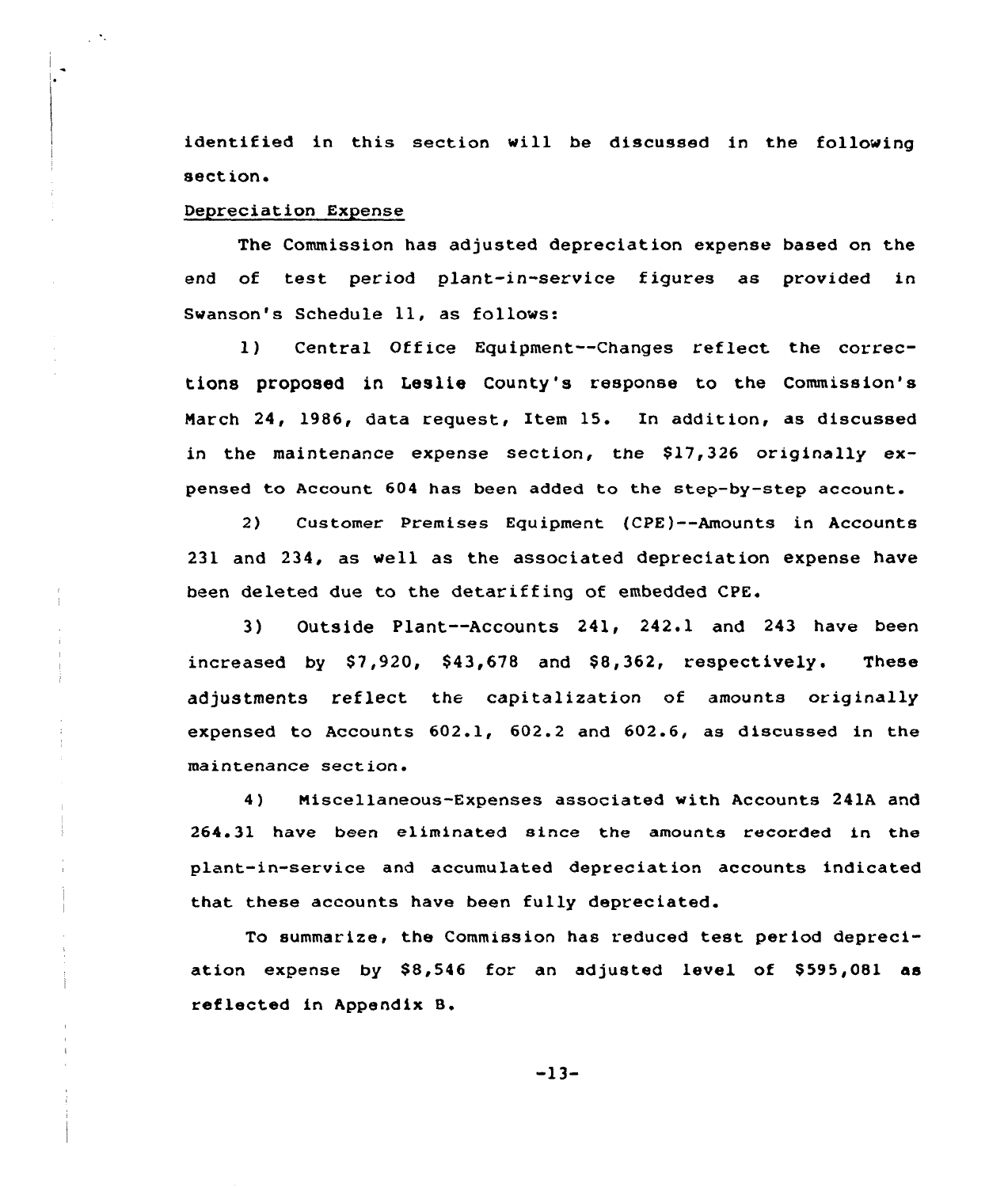identified in this section will be discussed in the following section.

Depreciation Expense

The Commission has adjusted depreciation expense based on the end of test period plant-in-service figures as provided in Swanson's Schedule 11, as follows:

1) Central Office Equipment--Changes reflect the corrections proposed in Leslie County's response to the Commission's March 24, 1986, data request, Item 15. In addition, as discussed in the maintenance expense section, the $17,326 originally expensed to Account 604 has been added to the step-by-step account.

2) Customer Premises Equipment (CPE)--Amounts in Accounts 231 and 234, as well as the associated depreciation expense have been deleted due to the detariffing of embedded CPE.

3) Outside Plant--Accounts 241, 242.1 and 243 have been increased by $7,920, $43,678 and $8,362, respectively. These adjustments reflect the capitalization of amounts originally expensed to Accounts 602.1, 602.2 and 602.6, as discussed in the maintenance section.

4) Miscellaneous-Expenses associated with Accounts 241A and 264.31 have been eliminated since the amounts recorded in the plant-in-service and accumulated depreciation accounts indicated that these accounts have been fully depreciated.

To summarize, the Commission has reduced test period depreciation expense by $8,546 for an adjusted level of $595,081 as reflected in Appendix B.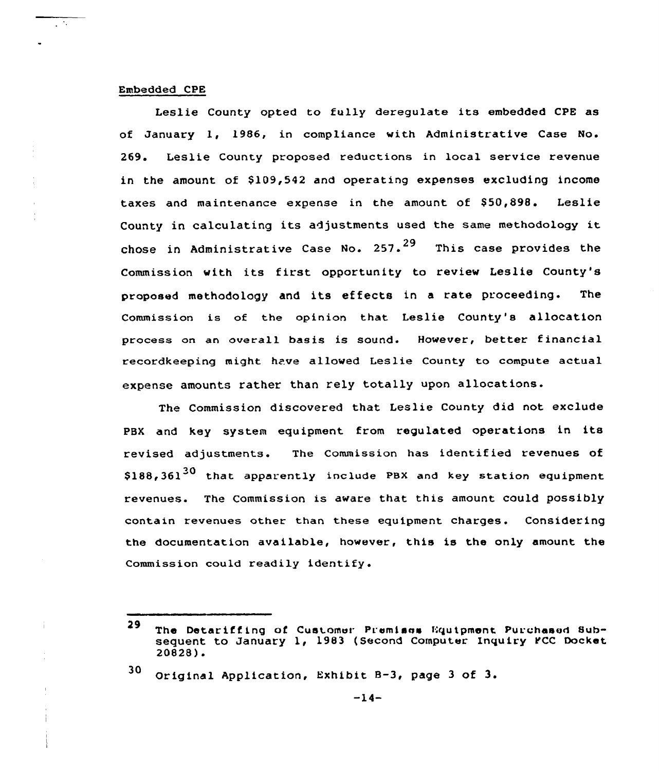Embedded CPE

Leslie County opted to fully deregulate its embedded CPE as of January 1, 1986, in compliance with Administrative Case No. 269. Leslie County proposed reductions in local service revenue in the amount of $109,542 and operating expenses excluding income taxes and maintenance expense in the amount of $50,898. Leslie County in calculating its adjustments used the same methodology it chose in Administrative Case No. 257.[29] This case provides the Commission with its first opportunity to review Leslie County's proposed methodology and its effects in a rate proceeding. The Commission is of the opinion that Leslie County's allocation process on an overall basis is sound. However, better financial recordkeeping might have allowed Leslie County to compute actual expense amounts rather than rely totally upon allocations.

The Commission discovered that Leslie County did not exclude PBX and key system equipment from regulated operations in its revised adjustments. The Commission has identified revenues of $188,361[30] that apparently include PBX and key station equipment revenues. The Commission is aware that this amount could possibly contain revenues other than these equipment charges. Considering the documentation available, however, this is the only amount the Commission could readily identify.

---

[29] The Detariffing of Customer Premises Equipment Purchased Subsequent to January 1, 1983 (Second Computer Inquiry FCC Docket 20828).

[30] Original Application, Exhibit B-3, page 3 of 3.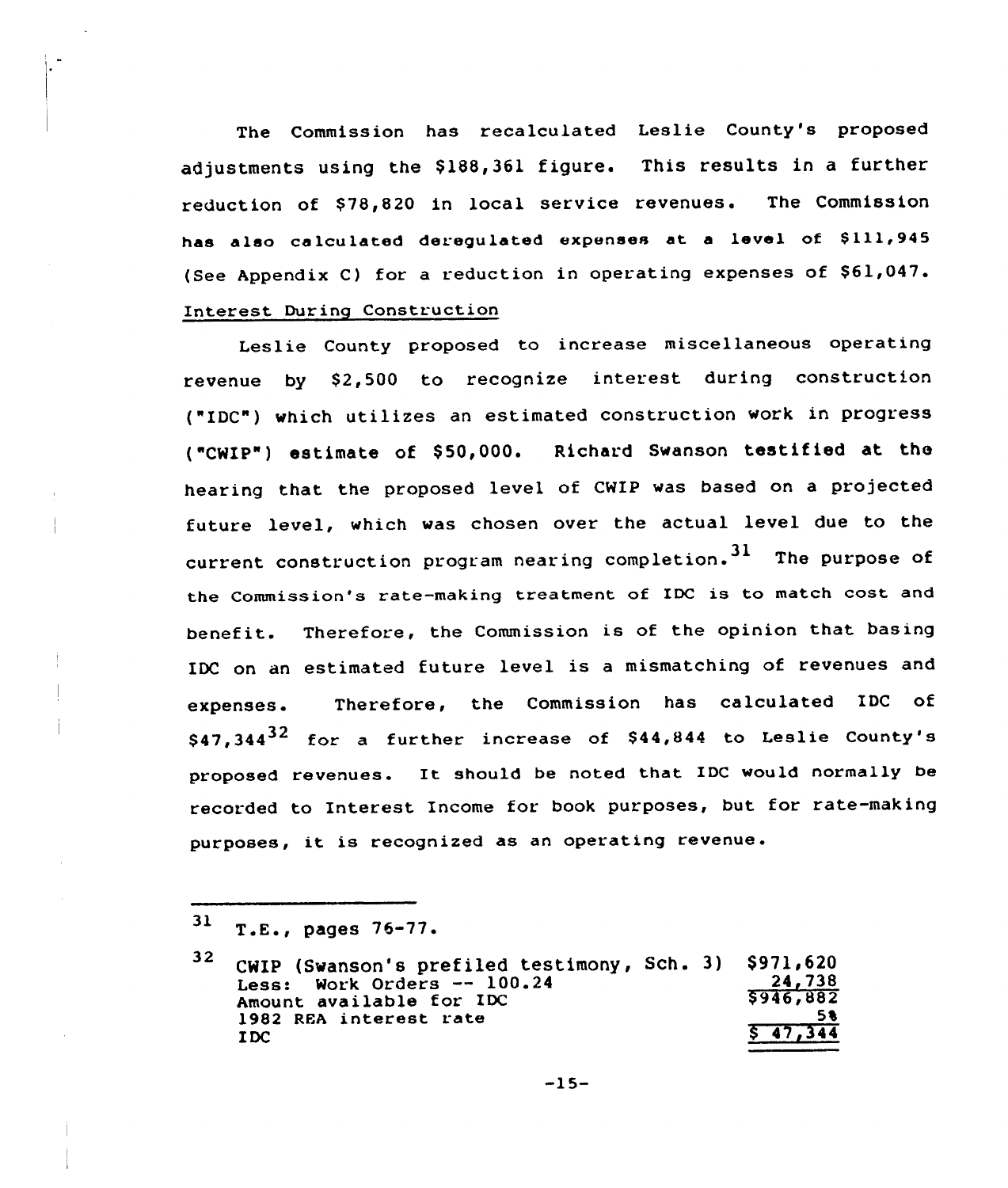The Commission has recalculated Leslie County's proposed adjustments using the $188,361 figure. This results in a further reduction of $78,820 in local service revenues. The Commission has also calculated deregulated expenses at a level of $111,945 (See Appendix C) for a reduction in operating expenses of $61,047.

Interest During Construction

Leslie County proposed to increase miscellaneous operating revenue by $2,500 to recognize interest during construction ("IDC") which utilizes an estimated construction work in progress ("CWIP") estimate of $50,000. Richard Swanson testified at the hearing that the proposed level of CWIP was based on a projected future level, which was chosen over the actual level due to the current construction program nearing completion.[31] The purpose of the Commission's rate-making treatment of IDC is to match cost and benefit. Therefore, the Commission is of the opinion that basing IDC on an estimated future level is a mismatching of revenues and expenses. Therefore, the Commission has calculated IDC of $47,344[32] for a further increase of $44,844 to Leslie County's proposed revenues. It should be noted that IDC would normally be recorded to Interest Income for book purposes, but for rate-making purposes, it is recognized as an operating revenue.

---

[31] T.E., pages 76-77.

[32]

| | |
|---|---|
| CWIP (Swanson's prefiled testimony, Sch. 3) | $971,620 |
| Less: Work Orders -- 100.24 | 24,738 |
| Amount available for IDC | $946,882 |
| 1982 REA interest rate | 5% |
| IDC | $ 47,344 |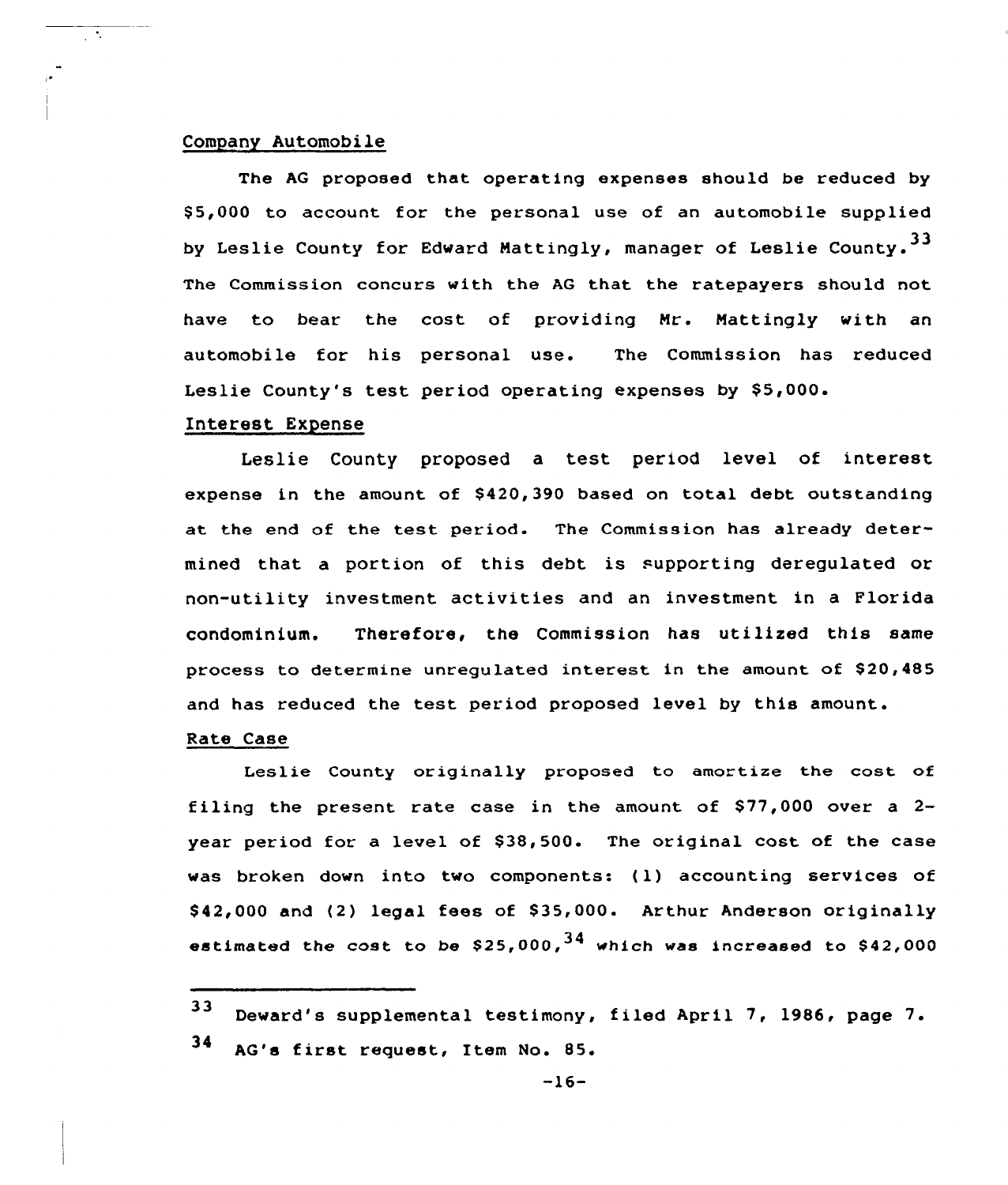Company Automobile

The AG proposed that operating expenses should be reduced by $5,000 to account for the personal use of an automobile supplied by Leslie County for Edward Mattingly, manager of Leslie County.[33] The Commission concurs with the AG that the ratepayers should not have to bear the cost of providing Mr. Mattingly with an automobile for his personal use. The Commission has reduced Leslie County's test period operating expenses by $5,000.

Interest Expense

Leslie County proposed a test period level of interest expense in the amount of $420,390 based on total debt outstanding at the end of the test period. The Commission has already determined that a portion of this debt is supporting deregulated or non-utility investment activities and an investment in a Florida condominium. Therefore, the Commission has utilized this same process to determine unregulated interest in the amount of $20,485 and has reduced the test period proposed level by this amount.

Rate Case

Leslie County originally proposed to amortize the cost of filing the present rate case in the amount of $77,000 over a 2-year period for a level of $38,500. The original cost of the case was broken down into two components: (1) accounting services of $42,000 and (2) legal fees of $35,000. Arthur Anderson originally estimated the cost to be $25,000,[34] which was increased to $42,000

---

[33] Deward's supplemental testimony, filed April 7, 1986, page 7.

[34] AG's first request, Item No. 85.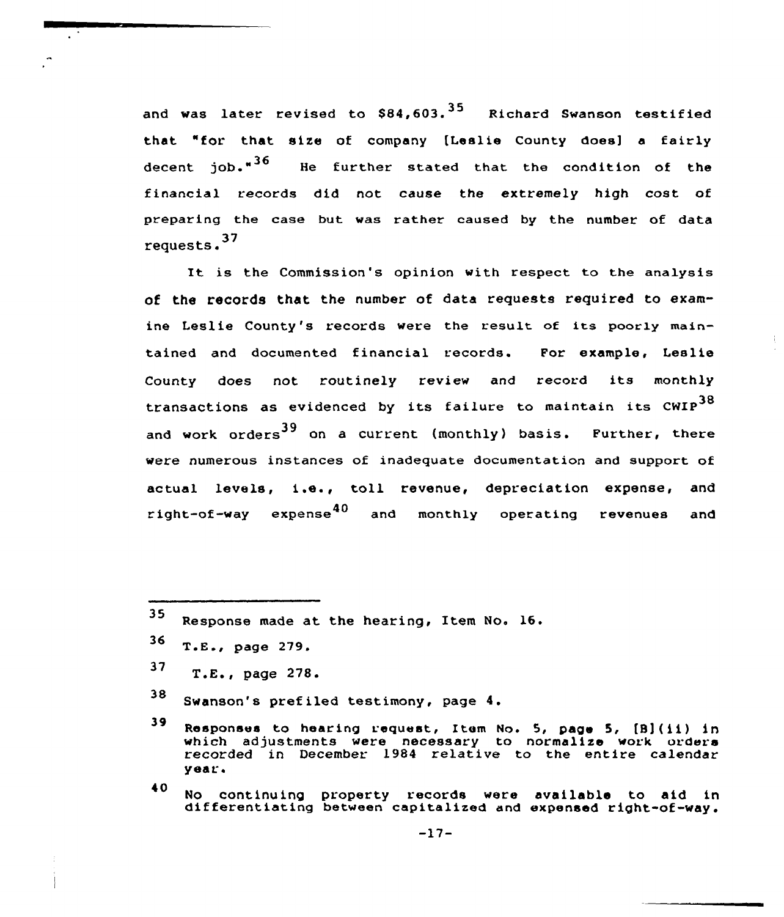and was later revised to $84,603.[35] Richard Swanson testified that "for that size of company [Leslie County does] a fairly decent job."[36] He further stated that the condition of the financial records did not cause the extremely high cost of preparing the case but was rather caused by the number of data requests.[37]

It is the Commission's opinion with respect to the analysis of the records that the number of data requests required to examine Leslie County's records were the result of its poorly maintained and documented financial records. For example, Leslie County does not routinely review and record its monthly transactions as evidenced by its failure to maintain its CWIP[38] and work orders[39] on a current (monthly) basis. Further, there were numerous instances of inadequate documentation and support of actual levels, i.e., toll revenue, depreciation expense, and right-of-way expense[40] and monthly operating revenues and

---

[35] Response made at the hearing, Item No. 16.

[36] T.E., page 279.

[37] T.E., page 278.

[38] Swanson's prefiled testimony, page 4.

[39] Responses to hearing request, Item No. 5, page 5, [B](ii) in which adjustments were necessary to normalize work orders recorded in December 1984 relative to the entire calendar year.

[40] No continuing property records were available to aid in differentiating between capitalized and expensed right-of-way.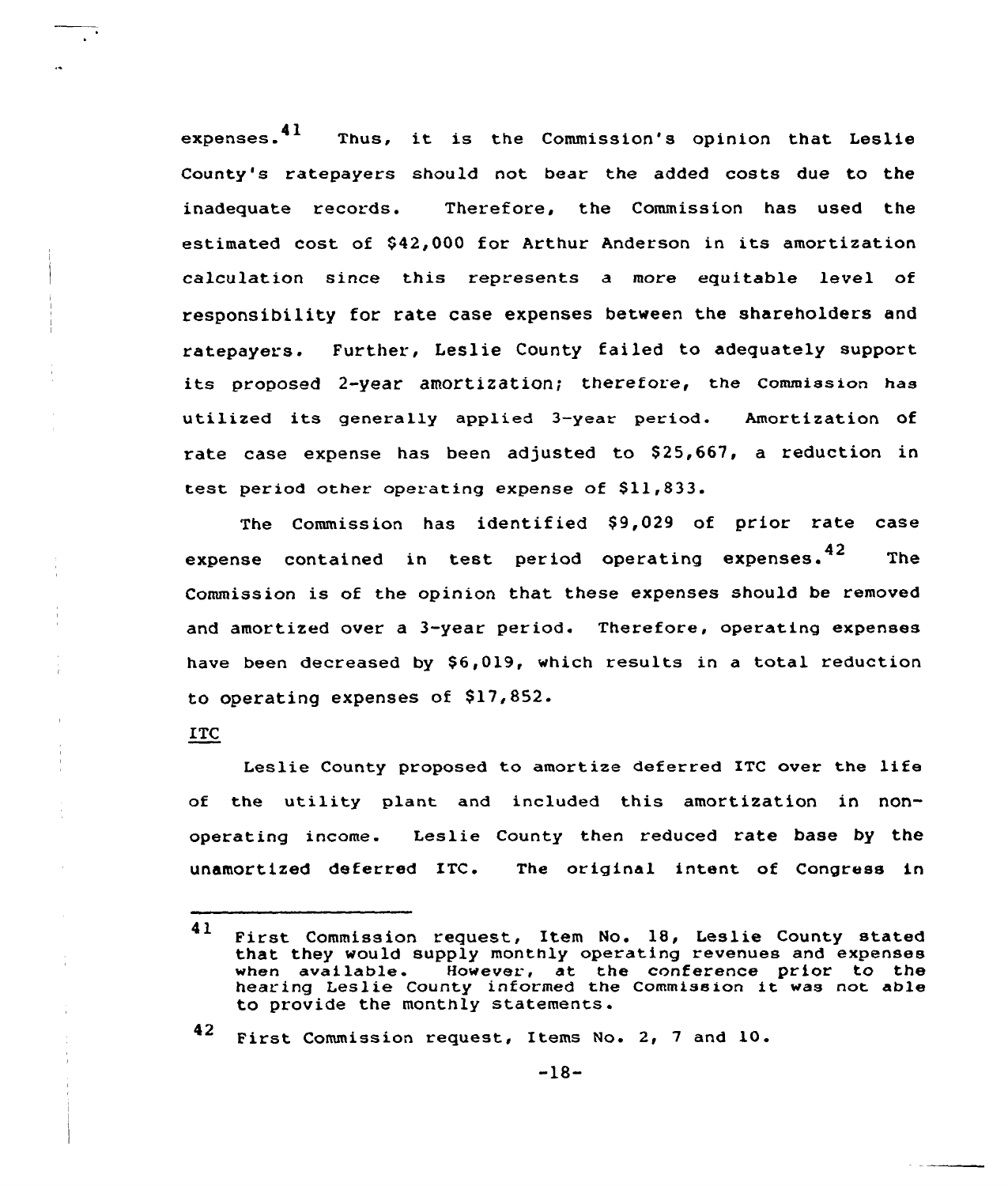expenses.[41] Thus, it is the Commission's opinion that Leslie County's ratepayers should not bear the added costs due to the inadequate records. Therefore, the Commission has used the estimated cost of $42,000 for Arthur Anderson in its amortization calculation since this represents a more equitable level of responsibility for rate case expenses between the shareholders and ratepayers. Further, Leslie County failed to adequately support its proposed 2-year amortization; therefore, the Commission has utilized its generally applied 3-year period. Amortization of rate case expense has been adjusted to $25,667, a reduction in test period other operating expense of $11,833.

The Commission has identified $9,029 of prior rate case expense contained in test period operating expenses.[42] The Commission is of the opinion that these expenses should be removed and amortized over a 3-year period. Therefore, operating expenses have been decreased by $6,019, which results in a total reduction to operating expenses of $17,852.

ITC

Leslie County proposed to amortize deferred ITC over the life of the utility plant and included this amortization in non-operating income. Leslie County then reduced rate base by the unamortized deferred ITC. The original intent of Congress in

---

[41] First Commission request, Item No. 18, Leslie County stated that they would supply monthly operating revenues and expenses when available. However, at the conference prior to the hearing Leslie County informed the Commission it was not able to provide the monthly statements.

[42] First Commission request, Items No. 2, 7 and 10.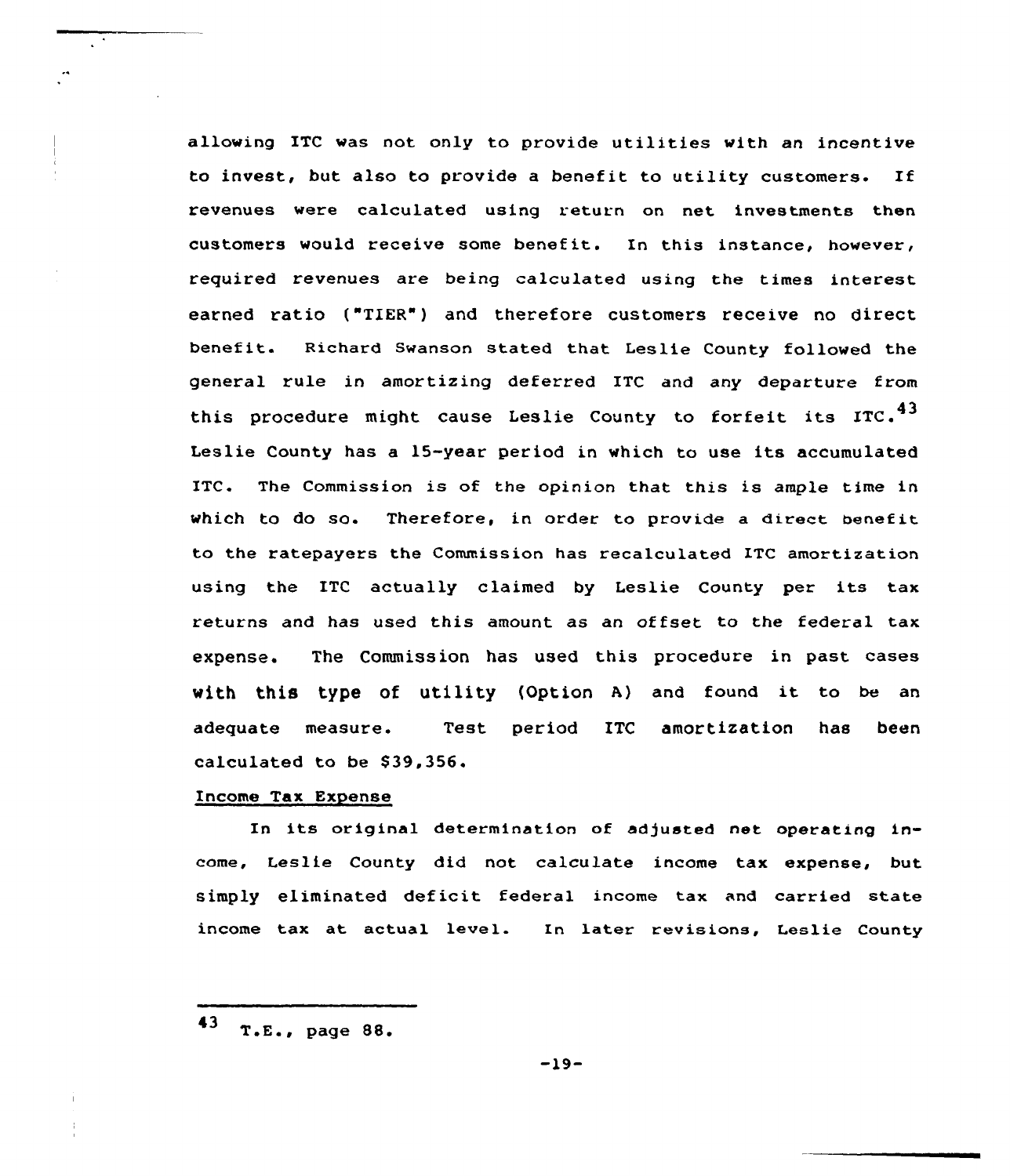allowing ITC was not only to provide utilities with an incentive to invest, but also to provide a benefit to utility customers. If revenues were calculated using return on net investments then customers would receive some benefit. In this instance, however, required revenues are being calculated using the times interest earned ratio ("TIER") and therefore customers receive no direct benefit. Richard Swanson stated that Leslie County followed the general rule in amortizing deferred ITC and any departure from this procedure might cause Leslie County to forfeit its ITC.[43] Leslie County has a 15-year period in which to use its accumulated ITC. The Commission is of the opinion that this is ample time in which to do so. Therefore, in order to provide a direct benefit to the ratepayers the Commission has recalculated ITC amortization using the ITC actually claimed by Leslie County per its tax returns and has used this amount as an offset to the federal tax expense. The Commission has used this procedure in past cases with this type of utility (Option A) and found it to be an adequate measure. Test period ITC amortization has been calculated to be $39,356.

Income Tax Expense

In its original determination of adjusted net operating income, Leslie County did not calculate income tax expense, but simply eliminated deficit federal income tax and carried state income tax at actual level. In later revisions, Leslie County

[43] T.E., page 88.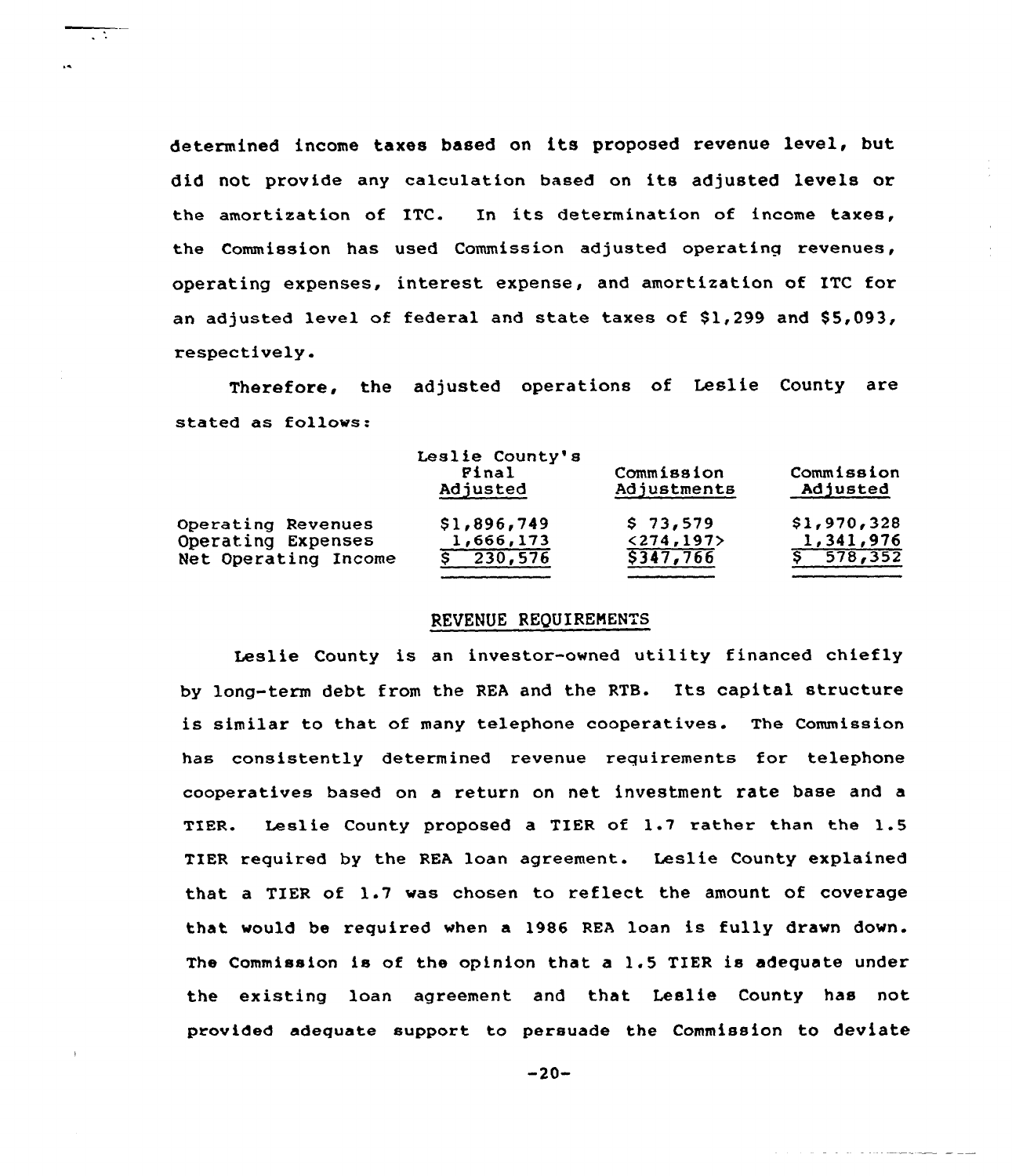determined income taxes based on its proposed revenue level, but did not provide any calculation based on its adjusted levels or the amortization of ITC. In its determination of income taxes, the Commission has used Commission adjusted operating revenues, operating expenses, interest expense, and amortization of ITC for an adjusted level of federal and state taxes of $1,299 and $5,093, respectively.

Therefore, the adjusted operations of Leslie County are stated as follows:

| | Leslie County's Final Adjusted | Commission Adjustments | Commission Adjusted |
|---|---|---|---|
| Operating Revenues | $1,896,749 | $ 73,579 | $1,970,328 |
| Operating Expenses | 1,666,173 | <274,197> | 1,341,976 |
| Net Operating Income | $ 230,576 | $347,766 | $ 578,352 |

## REVENUE REQUIREMENTS

Leslie County is an investor-owned utility financed chiefly by long-term debt from the REA and the RTB. Its capital structure is similar to that of many telephone cooperatives. The Commission has consistently determined revenue requirements for telephone cooperatives based on a return on net investment rate base and a TIER. Leslie County proposed a TIER of 1.7 rather than the 1.5 TIER required by the REA loan agreement. Leslie County explained that a TIER of 1.7 was chosen to reflect the amount of coverage that would be required when a 1986 REA loan is fully drawn down. The Commission is of the opinion that a 1.5 TIER is adequate under the existing loan agreement and that Leslie County has not provided adequate support to persuade the Commission to deviate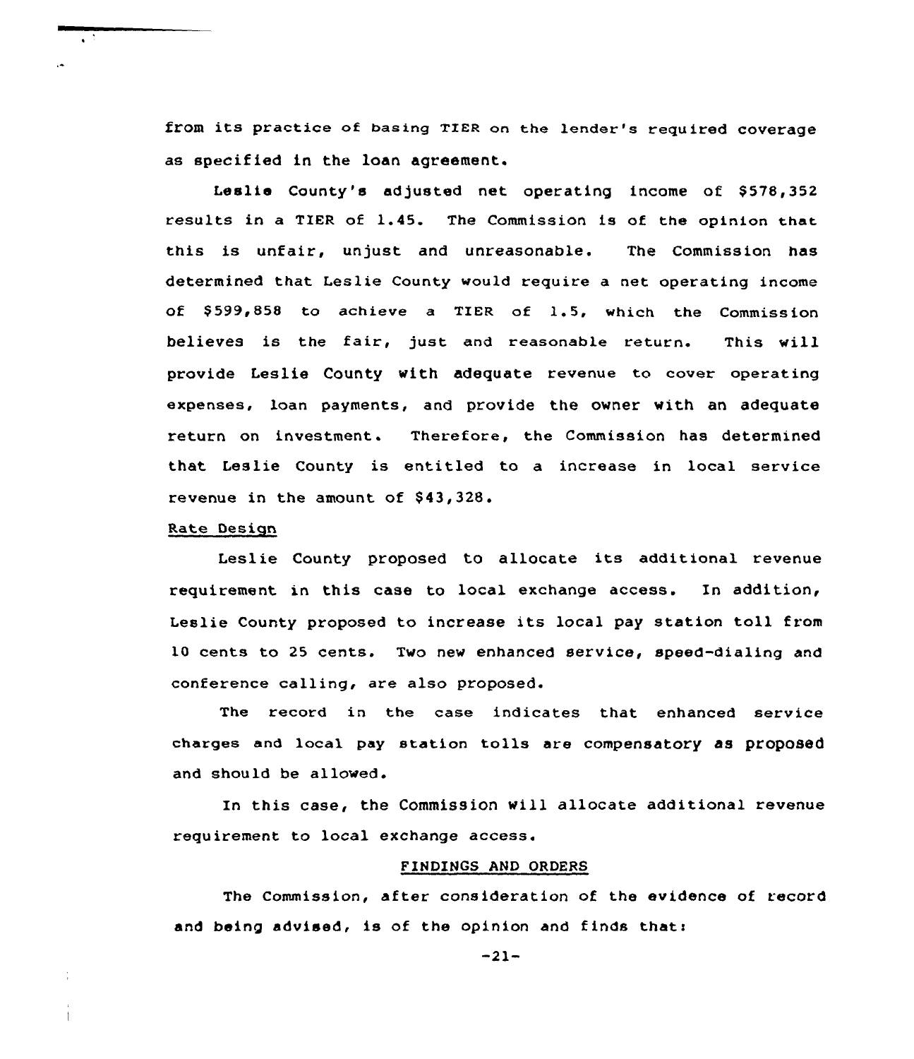from its practice of basing TIER on the lender's required coverage as specified in the loan agreement.

Leslie County's adjusted net operating income of $578,352 results in a TIER of 1.45. The Commission is of the opinion that this is unfair, unjust and unreasonable. The Commission has determined that Leslie County would require a net operating income of $599,858 to achieve a TIER of 1.5, which the Commission believes is the fair, just and reasonable return. This will provide Leslie County with adequate revenue to cover operating expenses, loan payments, and provide the owner with an adequate return on investment. Therefore, the Commission has determined that Leslie County is entitled to a increase in local service revenue in the amount of $43,328.

Rate Design

Leslie County proposed to allocate its additional revenue requirement in this case to local exchange access. In addition, Leslie County proposed to increase its local pay station toll from 10 cents to 25 cents. Two new enhanced service, speed-dialing and conference calling, are also proposed.

The record in the case indicates that enhanced service charges and local pay station tolls are compensatory as proposed and should be allowed.

In this case, the Commission will allocate additional revenue requirement to local exchange access.

FINDINGS AND ORDERS

The Commission, after consideration of the evidence of record and being advised, is of the opinion and finds that: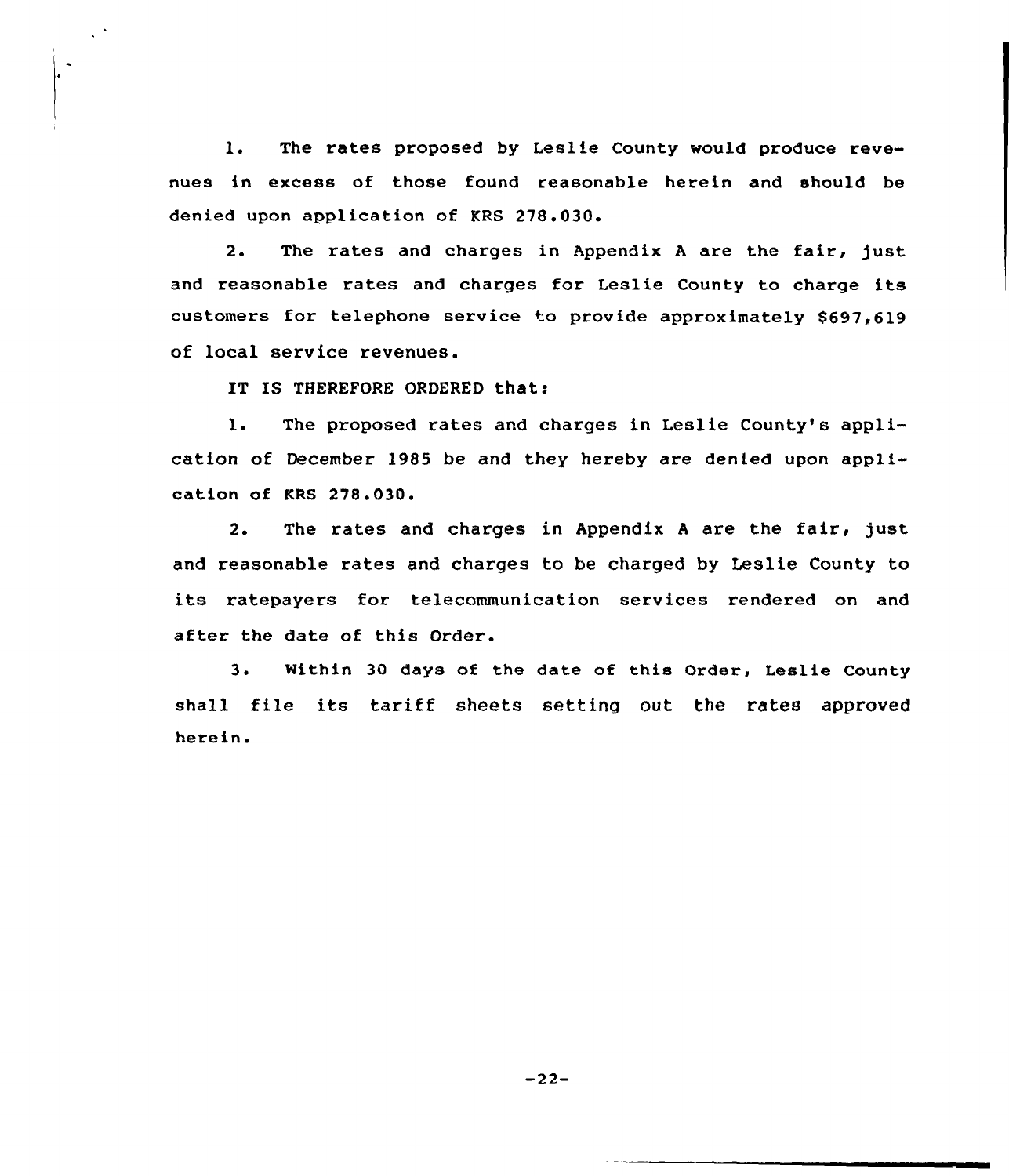1. The rates proposed by Leslie County would produce revenues in excess of those found reasonable herein and should be denied upon application of KRS 278.030.

2. The rates and charges in Appendix A are the fair, just and reasonable rates and charges for Leslie County to charge its customers for telephone service to provide approximately $697,619 of local service revenues.

IT IS THEREFORE ORDERED that:

1. The proposed rates and charges in Leslie County's application of December 1985 be and they hereby are denied upon application of KRS 278.030.

2. The rates and charges in Appendix A are the fair, just and reasonable rates and charges to be charged by Leslie County to its ratepayers for telecommunication services rendered on and after the date of this Order.

3. Within 30 days of the date of this Order, Leslie County shall file its tariff sheets setting out the rates approved herein.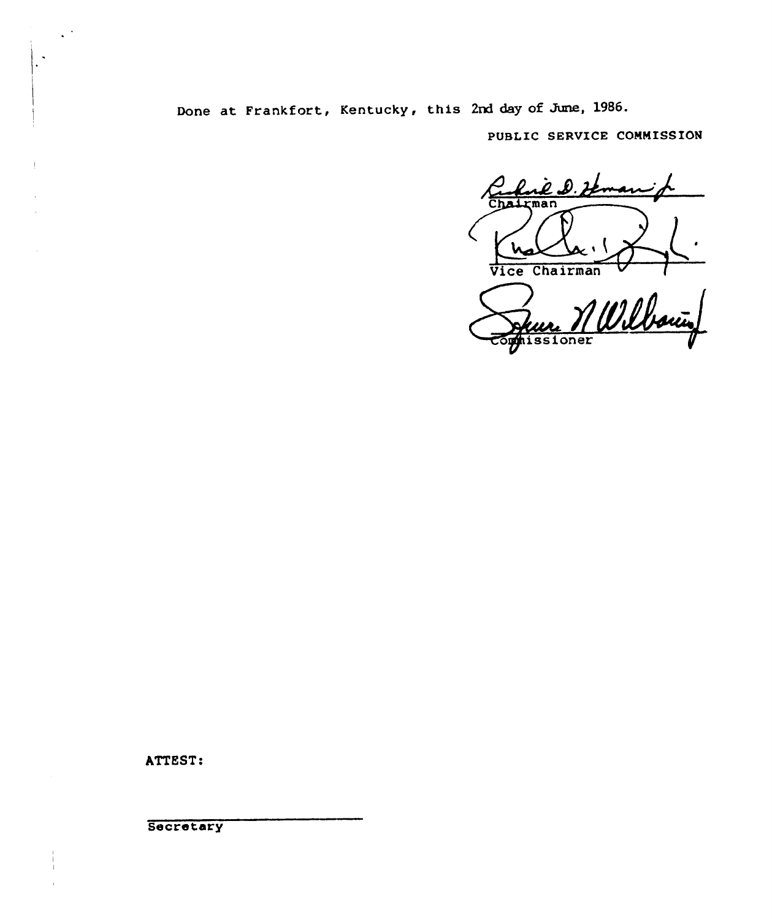Done at Frankfort, Kentucky, this 2nd day of June, 1986.

PUBLIC SERVICE COMMISSION

Chairman

Vice Chairman

Commissioner

ATTEST:

Secretary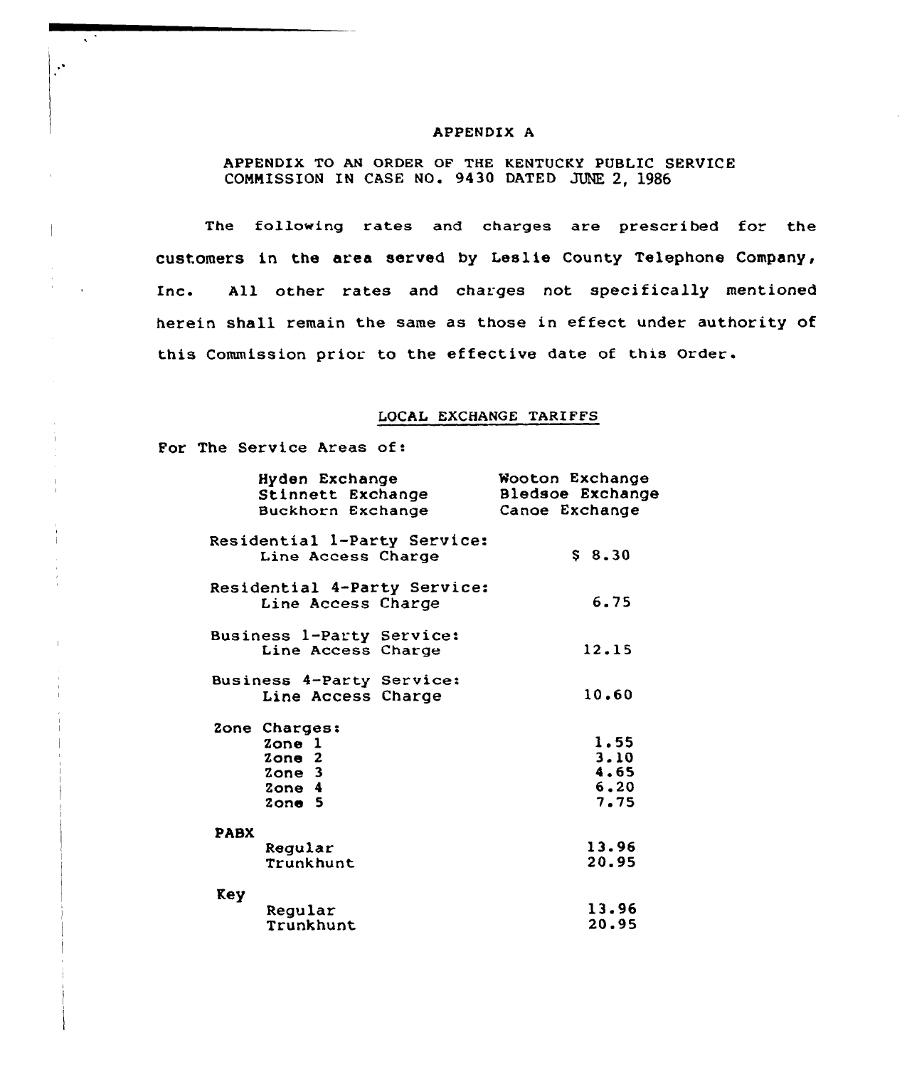# APPENDIX A

APPENDIX TO AN ORDER OF THE KENTUCKY PUBLIC SERVICE COMMISSION IN CASE NO. 9430 DATED JUNE 2, 1986

The following rates and charges are prescribed for the customers in the area served by Leslie County Telephone Company, Inc. All other rates and charges not specifically mentioned herein shall remain the same as those in effect under authority of this Commission prior to the effective date of this Order.

## LOCAL EXCHANGE TARIFFS

For The Service Areas of:

| | |
|---|---|
| Hyden Exchange | Wooton Exchange |
| Stinnett Exchange | Bledsoe Exchange |
| Buckhorn Exchange | Canoe Exchange |

| | |
|---|---|
| Residential 1-Party Service: | |
| Line Access Charge | $ 8.30 |
| Residential 4-Party Service: | |
| Line Access Charge | 6.75 |
| Business 1-Party Service: | |
| Line Access Charge | 12.15 |
| Business 4-Party Service: | |
| Line Access Charge | 10.60 |
| Zone Charges: | |
| Zone 1 | 1.55 |
| Zone 2 | 3.10 |
| Zone 3 | 4.65 |
| Zone 4 | 6.20 |
| Zone 5 | 7.75 |
| **PABX** | |
| Regular | 13.96 |
| Trunkhunt | 20.95 |
| Key | |
| Regular | 13.96 |
| Trunkhunt | 20.95 |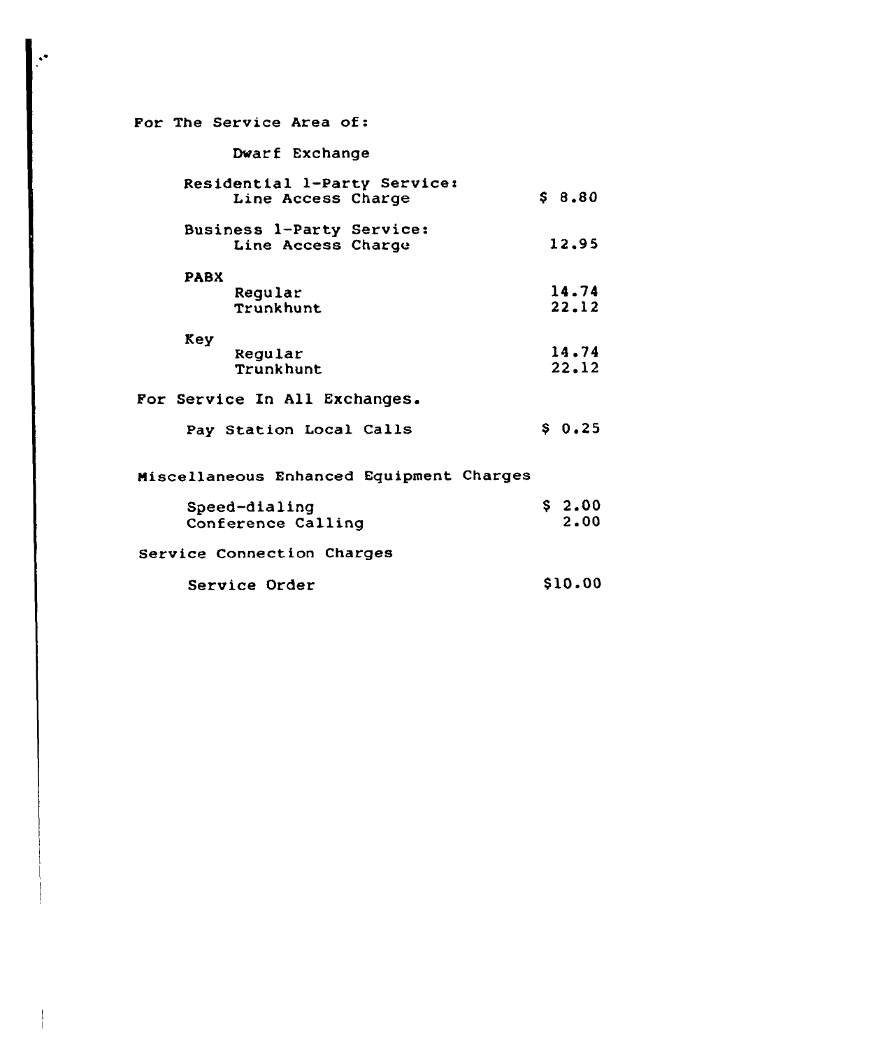For The Service Area of:

Dwarf Exchange

| | |
|---|---|
| Residential 1-Party Service: | |
| Line Access Charge | $ 8.80 |
| Business 1-Party Service: | |
| Line Access Charge | 12.95 |
| PABX | |
| Regular | 14.74 |
| Trunkhunt | 22.12 |
| Key | |
| Regular | 14.74 |
| Trunkhunt | 22.12 |

For Service In All Exchanges.

| | |
|---|---|
| Pay Station Local Calls | $ 0.25 |

Miscellaneous Enhanced Equipment Charges

| | |
|---|---|
| Speed-dialing | $ 2.00 |
| Conference Calling | 2.00 |

Service Connection Charges

| | |
|---|---|
| Service Order | $10.00 |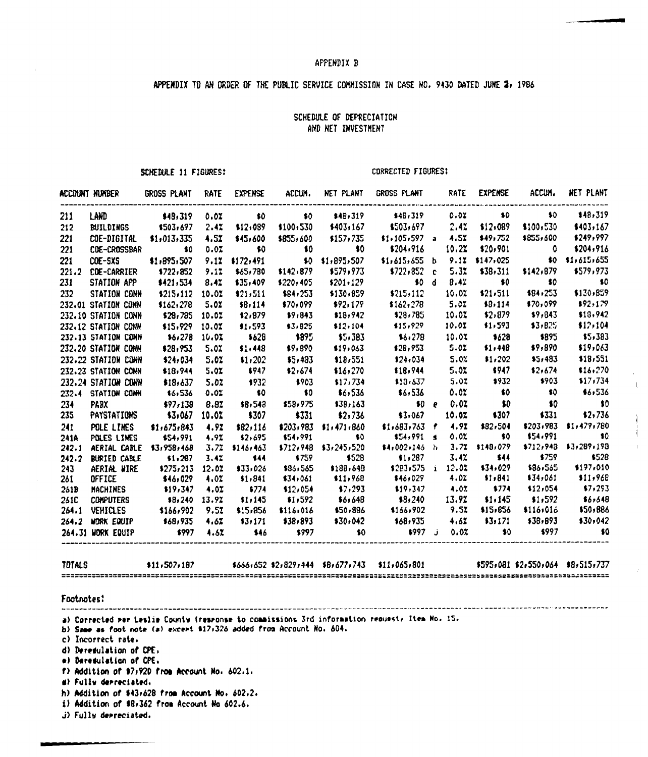APPENDIX B

APPENDIX TO AN ORDER OF THE PUBLIC SERVICE COMMISSION IN CASE NO. 9430 DATED JUNE 2, 1986

SCHEDULE OF DEPRECIATION
AND NET INVESTMENT

| ACCOUNT NUMBER | | SCHEDULE 11 FIGURES: GROSS PLANT | RATE | EXPENSE | ACCUM. | NET PLANT | CORRECTED FIGURES: GROSS PLANT | | RATE | EXPENSE | ACCUM. | NET PLANT |
|---|---|---|---|---|---|---|---|---|---|---|---|---|
| 211 | LAND | $48,319 | 0.0% | $0 | $0 | $48,319 | $48,319 | | 0.0% | $0 | $0 | $48,319 |
| 212 | BUILDINGS | $503,697 | 2.4% | $12,089 | $100,530 | $403,167 | $503,697 | | 2.4% | $12,089 | $100,530 | $403,167 |
| 221 | COE-DIGITAL | $1,013,335 | 4.5% | $45,600 | $855,600 | $157,735 | $1,105,597 | a | 4.5% | $49,752 | $855,600 | $249,997 |
| 221 | COE-CROSSBAR | $0 | 0.0% | $0 | $0 | $0 | $204,916 | | 10.2% | $20,901 | 0 | $204,916 |
| 221 | COE-SXS | $1,895,507 | 9.1% | $172,491 | $0 | $1,895,507 | $1,615,655 | b | 9.1% | $147,025 | $0 | $1,615,655 |
| 221.2 | COE-CARRIER | $722,852 | 9.1% | $65,780 | $142,879 | $579,973 | $722,852 | c | 5.3% | $38,311 | $142,879 | $579,973 |
| 231 | STATION APP | $421,534 | 8.4% | $35,409 | $220,405 | $201,129 | $0 | d | 8.4% | $0 | $0 | $0 |
| 232 | STATION CONN | $215,112 | 10.0% | $21,511 | $84,253 | $130,859 | $215,112 | | 10.0% | $21,511 | $84,253 | $130,859 |
| 232.01 | STATION CONN | $162,278 | 5.0% | $8,114 | $70,099 | $92,179 | $162,278 | | 5.0% | $8,114 | $70,099 | $92,179 |
| 232.10 | STATION CONN | $28,785 | 10.0% | $2,879 | $9,843 | $18,942 | $28,785 | | 10.0% | $2,879 | $9,843 | $18,942 |
| 232.12 | STATION CONN | $15,929 | 10.0% | $1,593 | $3,825 | $12,104 | $15,929 | | 10.0% | $1,593 | $3,825 | $12,104 |
| 232.13 | STATION CONN | $6,278 | 10.0% | $628 | $895 | $5,383 | $6,278 | | 10.0% | $628 | $895 | $5,383 |
| 232.20 | STATION CONN | $28,953 | 5.0% | $1,448 | $9,890 | $19,063 | $28,953 | | 5.0% | $1,448 | $9,890 | $19,063 |
| 232.22 | STATION CONN | $24,034 | 5.0% | $1,202 | $5,483 | $18,551 | $24,034 | | 5.0% | $1,202 | $5,483 | $18,551 |
| 232.23 | STATION CONN | $18,944 | 5.0% | $947 | $2,674 | $16,270 | $18,944 | | 5.0% | $947 | $2,674 | $16,270 |
| 232.24 | STATION CONN | $18,637 | 5.0% | $932 | $903 | $17,734 | $18,637 | | 5.0% | $932 | $903 | $17,734 |
| 232.4 | STATION CONN | $6,536 | 0.0% | $0 | $0 | $6,536 | $6,536 | | 0.0% | $0 | $0 | $6,536 |
| 234 | PABX | $97,138 | 8.8% | $8,548 | $58,975 | $38,163 | $0 | e | 0.0% | $0 | $0 | $0 |
| 235 | PAYSTATIONS | $3,067 | 10.0% | $307 | $331 | $2,736 | $3,067 | | 10.0% | $307 | $331 | $2,736 |
| 241 | POLE LINES | $1,675,843 | 4.9% | $82,116 | $203,983 | $1,471,860 | $1,683,763 | f | 4.9% | $82,504 | $203,983 | $1,479,780 |
| 241A | POLES LINES | $54,991 | 4.9% | $2,695 | $54,991 | $0 | $54,991 | g | 0.0% | $0 | $54,991 | $0 |
| 242.1 | AERIAL CABLE | $3,958,468 | 3.7% | $146,463 | $712,948 | $3,245,520 | $4,002,146 | h | 3.7% | $148,079 | $712,948 | $3,289,198 |
| 242.2 | BURIED CABLE | $1,287 | 3.4% | $44 | $759 | $528 | $1,287 | | 3.4% | $44 | $759 | $528 |
| 243 | AERIAL WIRE | $275,213 | 12.0% | $33,026 | $86,565 | $188,648 | $283,575 | i | 12.0% | $34,029 | $86,565 | $197,010 |
| 261 | OFFICE | $46,029 | 4.0% | $1,841 | $34,061 | $11,968 | $46,029 | | 4.0% | $1,841 | $34,061 | $11,968 |
| 261B | MACHINES | $19,347 | 4.0% | $774 | $12,054 | $7,293 | $19,347 | | 4.0% | $774 | $12,054 | $7,293 |
| 261C | COMPUTERS | $8,240 | 13.9% | $1,145 | $1,592 | $6,648 | $8,240 | | 13.9% | $1,145 | $1,592 | $6,648 |
| 264.1 | VEHICLES | $166,902 | 9.5% | $15,856 | $116,016 | $50,886 | $166,902 | | 9.5% | $15,856 | $116,016 | $50,886 |
| 264.2 | WORK EQUIP | $68,935 | 4.6% | $3,171 | $38,893 | $30,042 | $68,935 | | 4.6% | $3,171 | $38,893 | $30,042 |
| 264.31 | WORK EQUIP | $997 | 4.6% | $46 | $997 | $0 | $997 | j | 0.0% | $0 | $997 | $0 |
| TOTALS | | $11,507,187 | | $666,652 | $2,829,444 | $8,677,743 | $11,065,801 | | | $595,081 | $2,550,064 | $8,515,737 |

Footnotes:

a) Corrected per Leslie County (response to commissions 3rd information request, Item No. 15.
b) Same as foot note (a) except $17,326 added from Account No. 604.
c) Incorrect rate.
d) Deregulation of CPE.
e) Deregulation of CPE.
f) Addition of $7,920 from Account No. 602.1.
g) Fully depreciated.
h) Addition of $43,628 from Account No. 602.2.
i) Addition of $8,362 from Account No 602.6.
j) Fully depreciated.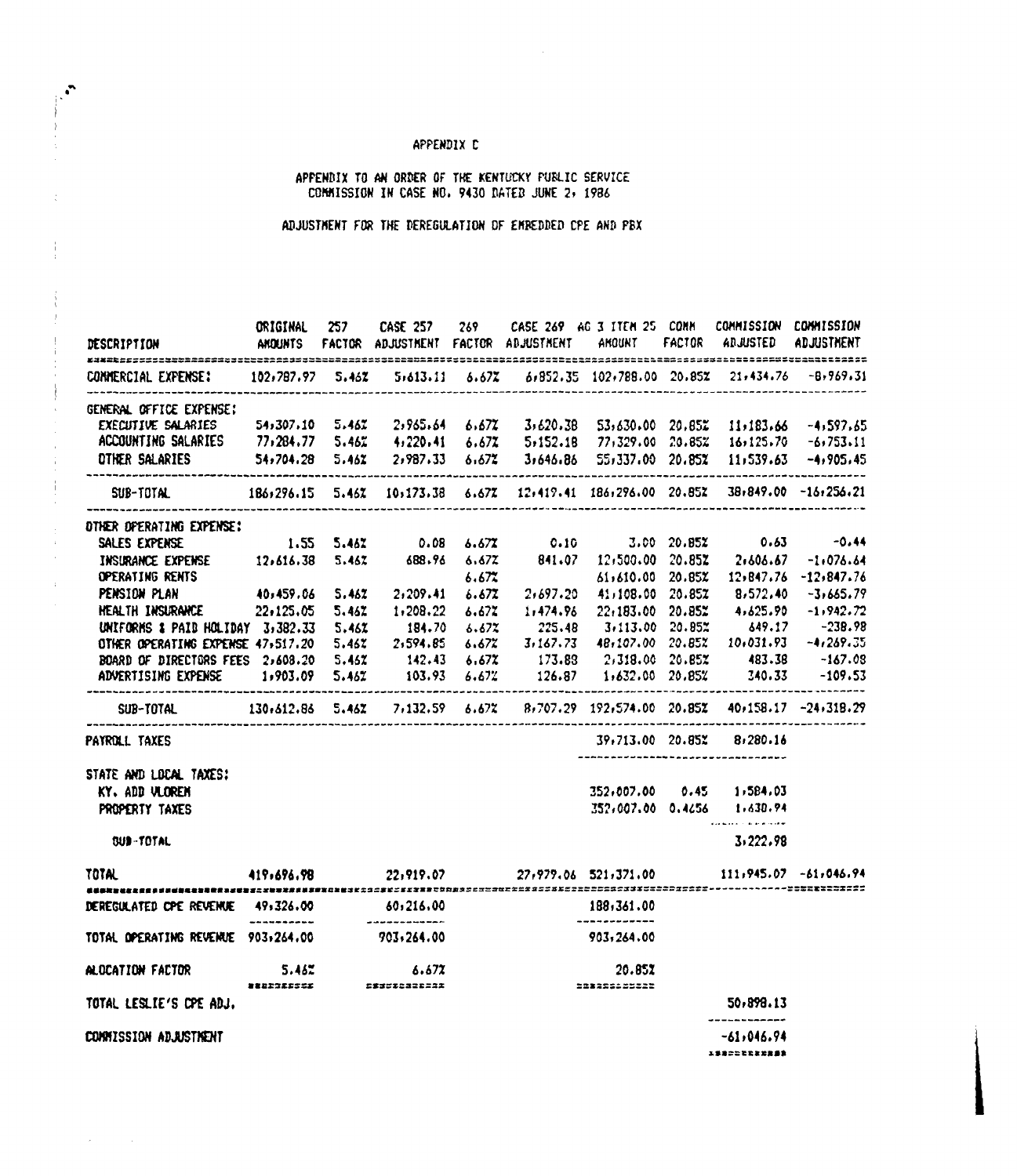APPENDIX C

APPENDIX TO AN ORDER OF THE KENTUCKY PUBLIC SERVICE COMMISSION IN CASE NO. 9430 DATED JUNE 2, 1986

ADJUSTMENT FOR THE DEREGULATION OF EMBEDDED CPE AND PBX

| DESCRIPTION | ORIGINAL AMOUNTS | 257 FACTOR | CASE 257 ADJUSTMENT | 269 FACTOR | CASE 269 ADJUSTMENT | AG 3 ITEM 25 AMOUNT | COMM FACTOR | COMMISSION ADJUSTED | COMMISSION ADJUSTMENT |
|---|---|---|---|---|---|---|---|---|---|
| COMMERCIAL EXPENSE: | 102,787.97 | 5.46% | 5,613.11 | 6.67% | 6,852.35 | 102,788.00 | 20.85% | 21,434.76 | -8,969.31 |
| GENERAL OFFICE EXPENSE: | | | | | | | | | |
| EXECUTIVE SALARIES | 54,307.10 | 5.46% | 2,965.64 | 6.67% | 3,620.38 | 53,630.00 | 20.85% | 11,183.66 | -4,597.65 |
| ACCOUNTING SALARIES | 77,284.77 | 5.46% | 4,220.41 | 6.67% | 5,152.18 | 77,329.00 | 20.85% | 16,125.70 | -6,753.11 |
| OTHER SALARIES | 54,704.28 | 5.46% | 2,987.33 | 6.67% | 3,646.86 | 55,337.00 | 20.85% | 11,539.63 | -4,905.45 |
| SUB-TOTAL | 186,296.15 | 5.46% | 10,173.38 | 6.67% | 12,419.41 | 186,296.00 | 20.85% | 38,849.00 | -16,256.21 |
| OTHER OPERATING EXPENSE: | | | | | | | | | |
| SALES EXPENSE | 1.55 | 5.46% | 0.08 | 6.67% | 0.10 | 3.00 | 20.85% | 0.63 | -0.44 |
| INSURANCE EXPENSE | 12,616.38 | 5.46% | 688.96 | 6.67% | 841.07 | 12,500.00 | 20.85% | 2,606.67 | -1,076.64 |
| OPERATING RENTS | | | | 6.67% | | 61,610.00 | 20.85% | 12,847.76 | -12,847.76 |
| PENSION PLAN | 40,459.06 | 5.46% | 2,209.41 | 6.67% | 2,697.20 | 41,108.00 | 20.85% | 8,572.40 | -3,665.79 |
| HEALTH INSURANCE | 22,125.05 | 5.46% | 1,208.22 | 6.67% | 1,474.96 | 22,183.00 | 20.85% | 4,625.90 | -1,942.72 |
| UNIFORMS & PAID HOLIDAY | 3,382.33 | 5.46% | 184.70 | 6.67% | 225.48 | 3,113.00 | 20.85% | 649.17 | -238.98 |
| OTHER OPERATING EXPENSE | 47,517.20 | 5.46% | 2,594.85 | 6.67% | 3,167.73 | 48,107.00 | 20.85% | 10,031.93 | -4,269.35 |
| BOARD OF DIRECTORS FEES | 2,608.20 | 5.46% | 142.43 | 6.67% | 173.88 | 2,318.00 | 20.85% | 483.38 | -167.08 |
| ADVERTISING EXPENSE | 1,903.09 | 5.46% | 103.93 | 6.67% | 126.87 | 1,632.00 | 20.85% | 340.33 | -109.53 |
| SUB-TOTAL | 130,612.86 | 5.46% | 7,132.59 | 6.67% | 8,707.29 | 192,574.00 | 20.85% | 40,158.17 | -24,318.29 |
| PAYROLL TAXES | | | | | | 39,713.00 | 20.85% | 8,280.16 | |
| STATE AND LOCAL TAXES: | | | | | | | | | |
| KY. ADD VLOREM | | | | | | 352,007.00 | 0.45 | 1,584.03 | |
| PROPERTY TAXES | | | | | | 352,007.00 | 0.4656 | 1,630.94 | |
| SUB-TOTAL | | | | | | | | 3,222.98 | |
| TOTAL | 419,696.98 | | 22,919.07 | | 27,979.06 | 521,371.00 | | 111,945.07 | -61,046.94 |
| DEREGULATED CPE REVENUE | 49,326.00 | | 60,216.00 | | | 188,361.00 | | | |
| TOTAL OPERATING REVENUE | 903,264.00 | | 903,264.00 | | | 903,264.00 | | | |
| ALOCATION FACTOR | 5.46% | | 6.67% | | | 20.85% | | | |
| TOTAL LESLIE'S CPE ADJ. | | | | | | | | 50,898.13 | |
| COMMISSION ADJUSTMENT | | | | | | | | -61,046.94 | |